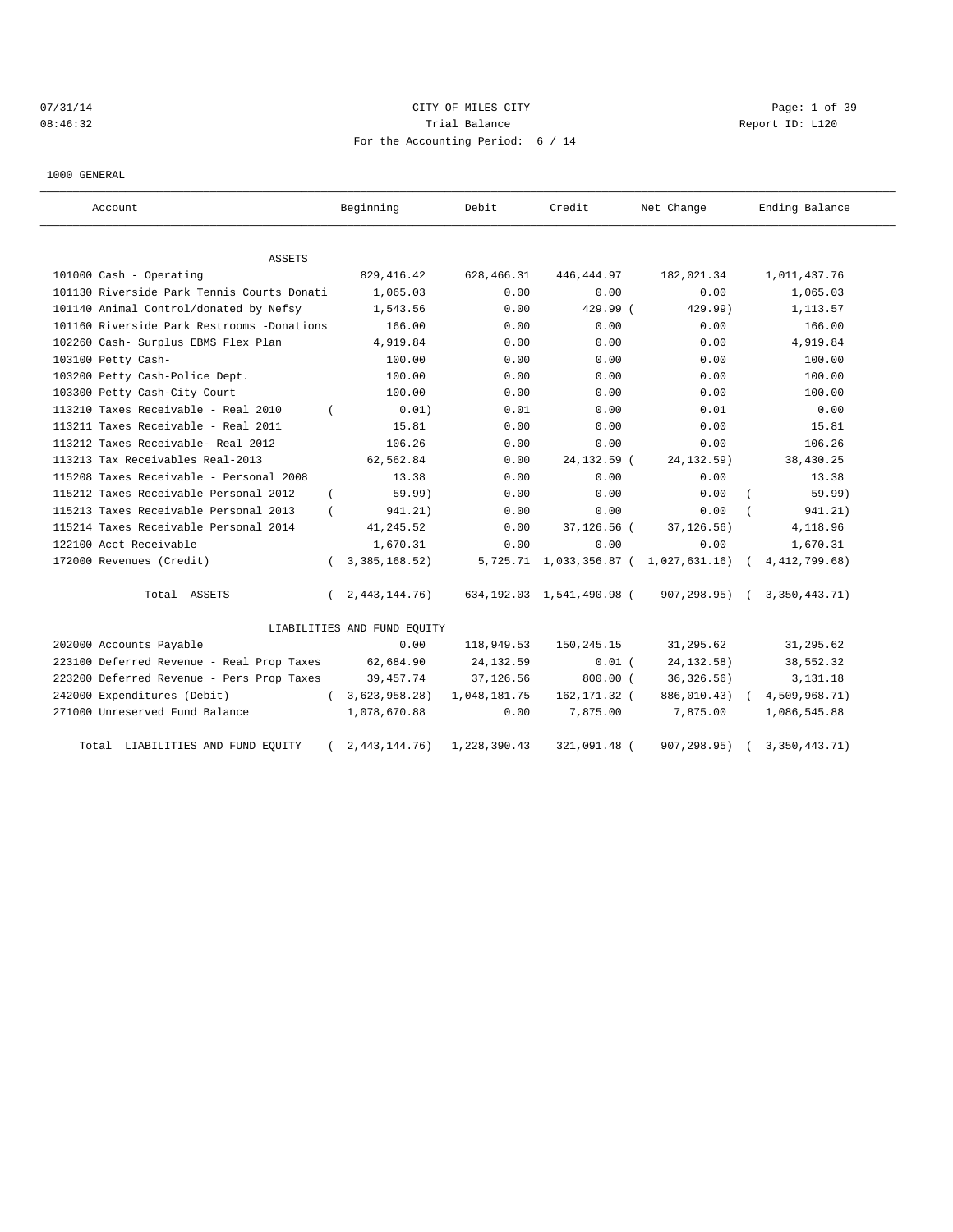CITY OF MILES CITY

Trial Balance

For the Accounting Period: 6 / 14

07/31/14 08:46:32 — Report ID: L120

1000 GENERAL

| Account | Beginning | Debit | Credit | Net Change | Ending Balance |
|---|---|---|---|---|---|
| **ASSETS** | | | | | |
| 101000 Cash - Operating | 829,416.42 | 628,466.31 | 446,444.97 | 182,021.34 | 1,011,437.76 |
| 101130 Riverside Park Tennis Courts Donati | 1,065.03 | 0.00 | 0.00 | 0.00 | 1,065.03 |
| 101140 Animal Control/donated by Nefsy | 1,543.56 | 0.00 | 429.99 | (429.99) | 1,113.57 |
| 101160 Riverside Park Restrooms -Donations | 166.00 | 0.00 | 0.00 | 0.00 | 166.00 |
| 102260 Cash- Surplus EBMS Flex Plan | 4,919.84 | 0.00 | 0.00 | 0.00 | 4,919.84 |
| 103100 Petty Cash- | 100.00 | 0.00 | 0.00 | 0.00 | 100.00 |
| 103200 Petty Cash-Police Dept. | 100.00 | 0.00 | 0.00 | 0.00 | 100.00 |
| 103300 Petty Cash-City Court | 100.00 | 0.00 | 0.00 | 0.00 | 100.00 |
| 113210 Taxes Receivable - Real 2010 | (0.01) | 0.01 | 0.00 | 0.01 | 0.00 |
| 113211 Taxes Receivable - Real 2011 | 15.81 | 0.00 | 0.00 | 0.00 | 15.81 |
| 113212 Taxes Receivable- Real 2012 | 106.26 | 0.00 | 0.00 | 0.00 | 106.26 |
| 113213 Tax Receivables Real-2013 | 62,562.84 | 0.00 | 24,132.59 | (24,132.59) | 38,430.25 |
| 115208 Taxes Receivable - Personal 2008 | 13.38 | 0.00 | 0.00 | 0.00 | 13.38 |
| 115212 Taxes Receivable Personal 2012 | (59.99) | 0.00 | 0.00 | 0.00 | (59.99) |
| 115213 Taxes Receivable Personal 2013 | (941.21) | 0.00 | 0.00 | 0.00 | (941.21) |
| 115214 Taxes Receivable Personal 2014 | 41,245.52 | 0.00 | 37,126.56 | (37,126.56) | 4,118.96 |
| 122100 Acct Receivable | 1,670.31 | 0.00 | 0.00 | 0.00 | 1,670.31 |
| 172000 Revenues (Credit) | (3,385,168.52) | 5,725.71 | 1,033,356.87 | (1,027,631.16) | (4,412,799.68) |
| Total ASSETS | (2,443,144.76) | 634,192.03 | 1,541,490.98 | (907,298.95) | (3,350,443.71) |
| **LIABILITIES AND FUND EQUITY** | | | | | |
| 202000 Accounts Payable | 0.00 | 118,949.53 | 150,245.15 | 31,295.62 | 31,295.62 |
| 223100 Deferred Revenue - Real Prop Taxes | 62,684.90 | 24,132.59 | 0.01 | (24,132.58) | 38,552.32 |
| 223200 Deferred Revenue - Pers Prop Taxes | 39,457.74 | 37,126.56 | 800.00 | (36,326.56) | 3,131.18 |
| 242000 Expenditures (Debit) | (3,623,958.28) | 1,048,181.75 | 162,171.32 | (886,010.43) | (4,509,968.71) |
| 271000 Unreserved Fund Balance | 1,078,670.88 | 0.00 | 7,875.00 | 7,875.00 | 1,086,545.88 |
| Total LIABILITIES AND FUND EQUITY | (2,443,144.76) | 1,228,390.43 | 321,091.48 | (907,298.95) | (3,350,443.71) |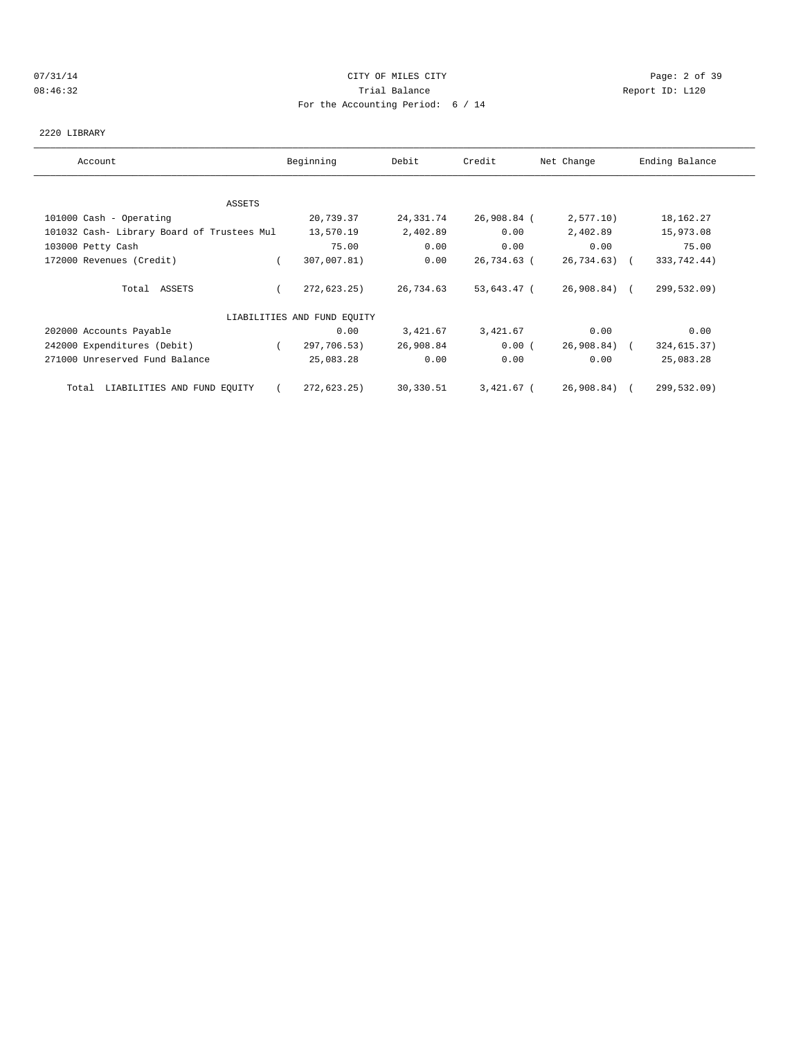CITY OF MILES CITY

Trial Balance

For the Accounting Period: 6 / 14

07/31/14 08:46:32 Report ID: L120

2220 LIBRARY

| Account | Beginning | Debit | Credit | Net Change | Ending Balance |
|---|---|---|---|---|---|
| ASSETS | | | | | |
| 101000 Cash - Operating | 20,739.37 | 24,331.74 | 26,908.84 | (2,577.10) | 18,162.27 |
| 101032 Cash- Library Board of Trustees Mul | 13,570.19 | 2,402.89 | 0.00 | 2,402.89 | 15,973.08 |
| 103000 Petty Cash | 75.00 | 0.00 | 0.00 | 0.00 | 75.00 |
| 172000 Revenues (Credit) | (307,007.81) | 0.00 | 26,734.63 | (26,734.63) | (333,742.44) |
| Total ASSETS | (272,623.25) | 26,734.63 | 53,643.47 | (26,908.84) | (299,532.09) |
| LIABILITIES AND FUND EQUITY | | | | | |
| 202000 Accounts Payable | 0.00 | 3,421.67 | 3,421.67 | 0.00 | 0.00 |
| 242000 Expenditures (Debit) | (297,706.53) | 26,908.84 | 0.00 | (26,908.84) | (324,615.37) |
| 271000 Unreserved Fund Balance | 25,083.28 | 0.00 | 0.00 | 0.00 | 25,083.28 |
| Total LIABILITIES AND FUND EQUITY | (272,623.25) | 30,330.51 | 3,421.67 | (26,908.84) | (299,532.09) |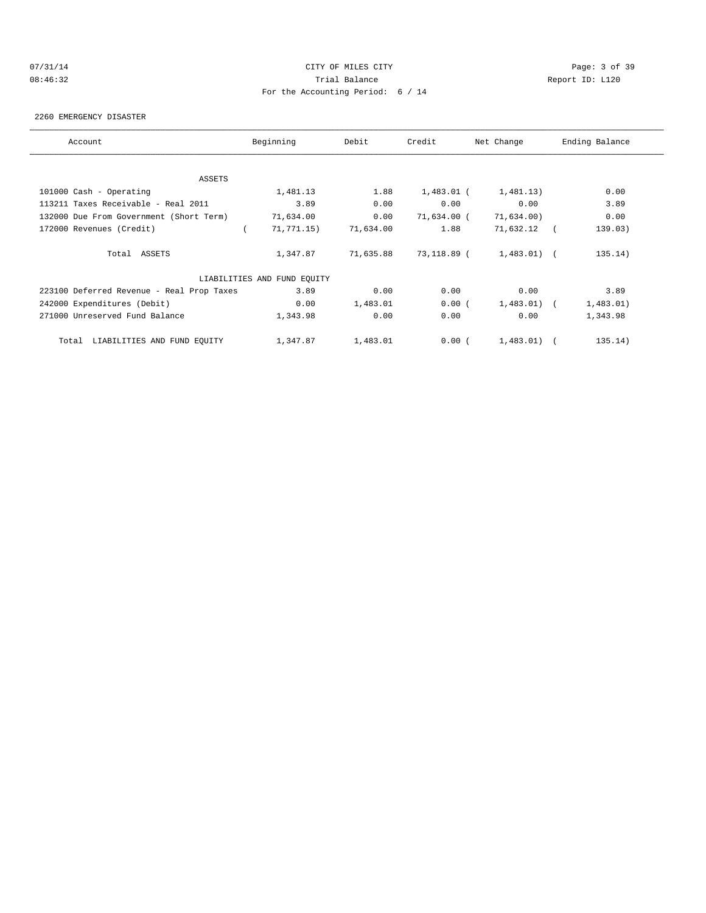CITY OF MILES CITY

Trial Balance

For the Accounting Period: 6 / 14

07/31/14
08:46:32

Report ID: L120

2260 EMERGENCY DISASTER

| Account | Beginning | Debit | Credit | Net Change | Ending Balance |
|---|---|---|---|---|---|
| ASSETS | | | | | |
| 101000 Cash - Operating | 1,481.13 | 1.88 | 1,483.01 | ( 1,481.13) | 0.00 |
| 113211 Taxes Receivable - Real 2011 | 3.89 | 0.00 | 0.00 | 0.00 | 3.89 |
| 132000 Due From Government (Short Term) | 71,634.00 | 0.00 | 71,634.00 | ( 71,634.00) | 0.00 |
| 172000 Revenues (Credit) | ( 71,771.15) | 71,634.00 | 1.88 | 71,632.12 | ( 139.03) |
| Total ASSETS | 1,347.87 | 71,635.88 | 73,118.89 | ( 1,483.01) | ( 135.14) |
| LIABILITIES AND FUND EQUITY | | | | | |
| 223100 Deferred Revenue - Real Prop Taxes | 3.89 | 0.00 | 0.00 | 0.00 | 3.89 |
| 242000 Expenditures (Debit) | 0.00 | 1,483.01 | 0.00 | ( 1,483.01) | ( 1,483.01) |
| 271000 Unreserved Fund Balance | 1,343.98 | 0.00 | 0.00 | 0.00 | 1,343.98 |
| Total LIABILITIES AND FUND EQUITY | 1,347.87 | 1,483.01 | 0.00 | ( 1,483.01) | ( 135.14) |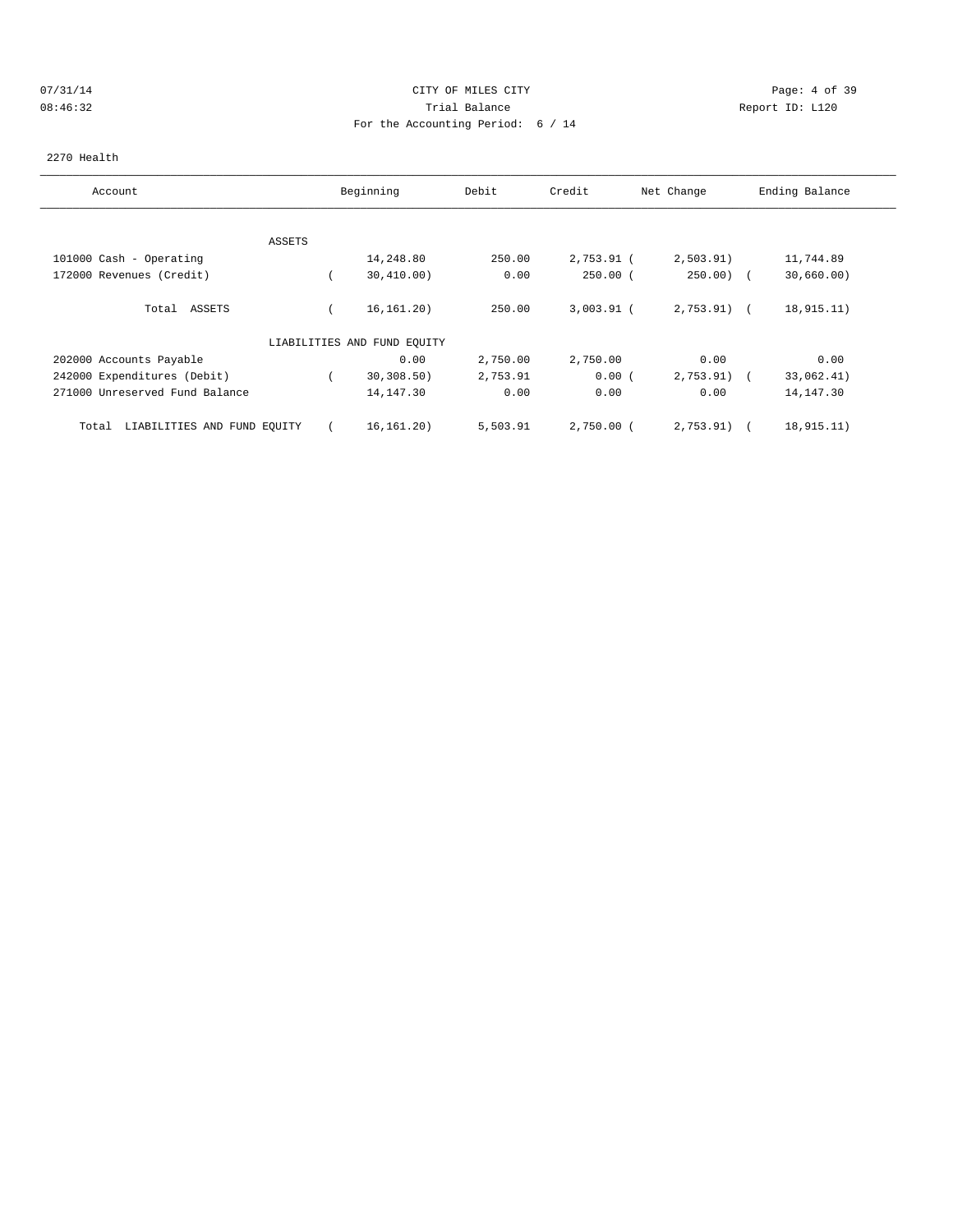CITY OF MILES CITY
Trial Balance
For the Accounting Period: 6 / 14

07/31/14
08:46:32

Report ID: L120

2270 Health

| Account | Beginning | Debit | Credit | Net Change | Ending Balance |
|---|---|---|---|---|---|
| ASSETS | | | | | |
| 101000 Cash - Operating | 14,248.80 | 250.00 | 2,753.91 | ( 2,503.91) | 11,744.89 |
| 172000 Revenues (Credit) | ( 30,410.00) | 0.00 | 250.00 | ( 250.00) | ( 30,660.00) |
| Total ASSETS | ( 16,161.20) | 250.00 | 3,003.91 | ( 2,753.91) | ( 18,915.11) |
| LIABILITIES AND FUND EQUITY | | | | | |
| 202000 Accounts Payable | 0.00 | 2,750.00 | 2,750.00 | 0.00 | 0.00 |
| 242000 Expenditures (Debit) | ( 30,308.50) | 2,753.91 | 0.00 | ( 2,753.91) | ( 33,062.41) |
| 271000 Unreserved Fund Balance | 14,147.30 | 0.00 | 0.00 | 0.00 | 14,147.30 |
| Total LIABILITIES AND FUND EQUITY | ( 16,161.20) | 5,503.91 | 2,750.00 | ( 2,753.91) | ( 18,915.11) |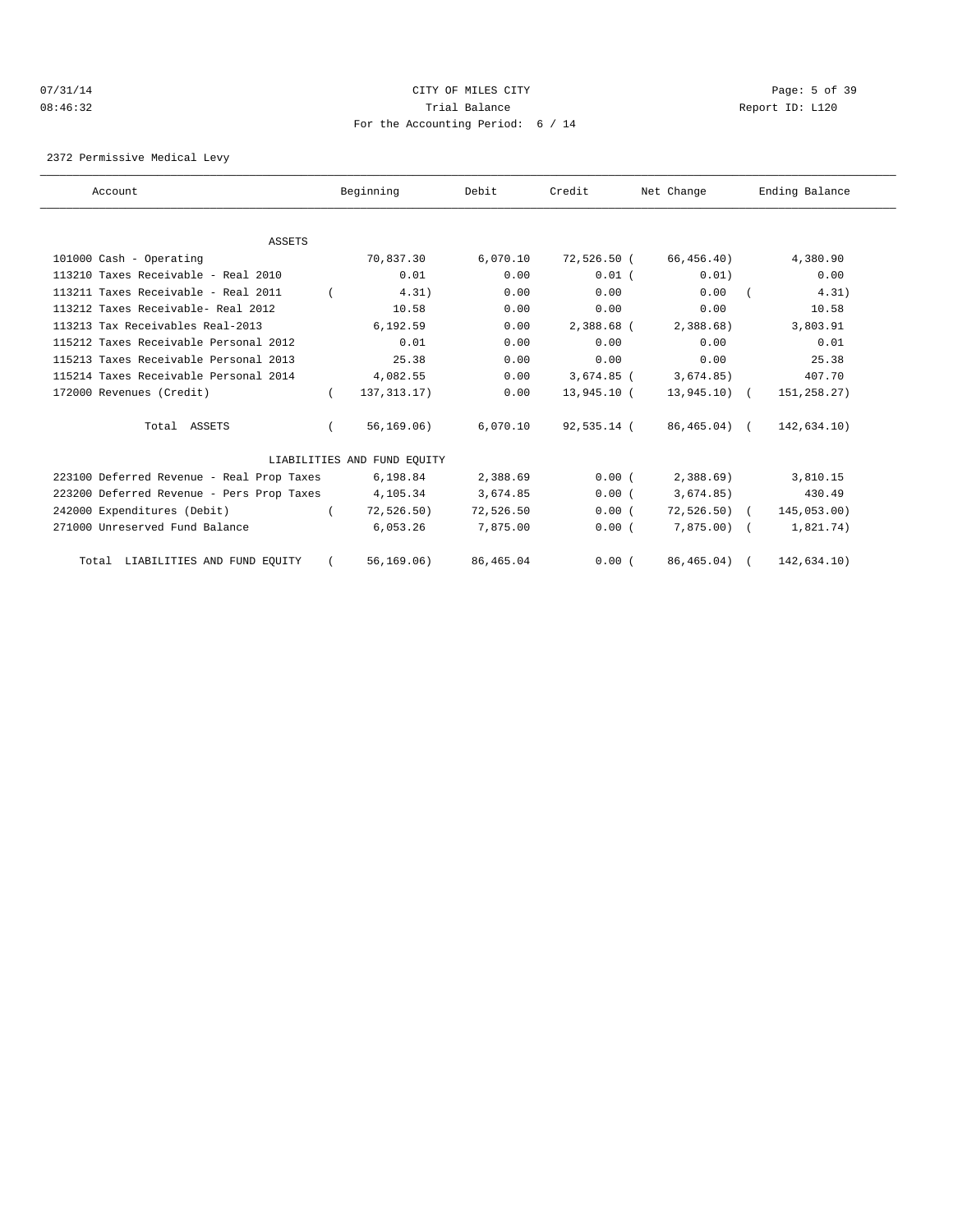CITY OF MILES CITY

Trial Balance

For the Accounting Period: 6 / 14

07/31/14 08:46:32 Report ID: L120

2372 Permissive Medical Levy

| Account | Beginning | Debit | Credit | Net Change | Ending Balance |
|---|---|---|---|---|---|
| **ASSETS** | | | | | |
| 101000 Cash - Operating | 70,837.30 | 6,070.10 | 72,526.50 | ( 66,456.40) | 4,380.90 |
| 113210 Taxes Receivable - Real 2010 | 0.01 | 0.00 | 0.01 | ( 0.01) | 0.00 |
| 113211 Taxes Receivable - Real 2011 | ( 4.31) | 0.00 | 0.00 | 0.00 | ( 4.31) |
| 113212 Taxes Receivable- Real 2012 | 10.58 | 0.00 | 0.00 | 0.00 | 10.58 |
| 113213 Tax Receivables Real-2013 | 6,192.59 | 0.00 | 2,388.68 | ( 2,388.68) | 3,803.91 |
| 115212 Taxes Receivable Personal 2012 | 0.01 | 0.00 | 0.00 | 0.00 | 0.01 |
| 115213 Taxes Receivable Personal 2013 | 25.38 | 0.00 | 0.00 | 0.00 | 25.38 |
| 115214 Taxes Receivable Personal 2014 | 4,082.55 | 0.00 | 3,674.85 | ( 3,674.85) | 407.70 |
| 172000 Revenues (Credit) | ( 137,313.17) | 0.00 | 13,945.10 | ( 13,945.10) | ( 151,258.27) |
| Total ASSETS | ( 56,169.06) | 6,070.10 | 92,535.14 | ( 86,465.04) | ( 142,634.10) |
| **LIABILITIES AND FUND EQUITY** | | | | | |
| 223100 Deferred Revenue - Real Prop Taxes | 6,198.84 | 2,388.69 | 0.00 | ( 2,388.69) | 3,810.15 |
| 223200 Deferred Revenue - Pers Prop Taxes | 4,105.34 | 3,674.85 | 0.00 | ( 3,674.85) | 430.49 |
| 242000 Expenditures (Debit) | ( 72,526.50) | 72,526.50 | 0.00 | ( 72,526.50) | ( 145,053.00) |
| 271000 Unreserved Fund Balance | 6,053.26 | 7,875.00 | 0.00 | ( 7,875.00) | ( 1,821.74) |
| Total LIABILITIES AND FUND EQUITY | ( 56,169.06) | 86,465.04 | 0.00 | ( 86,465.04) | ( 142,634.10) |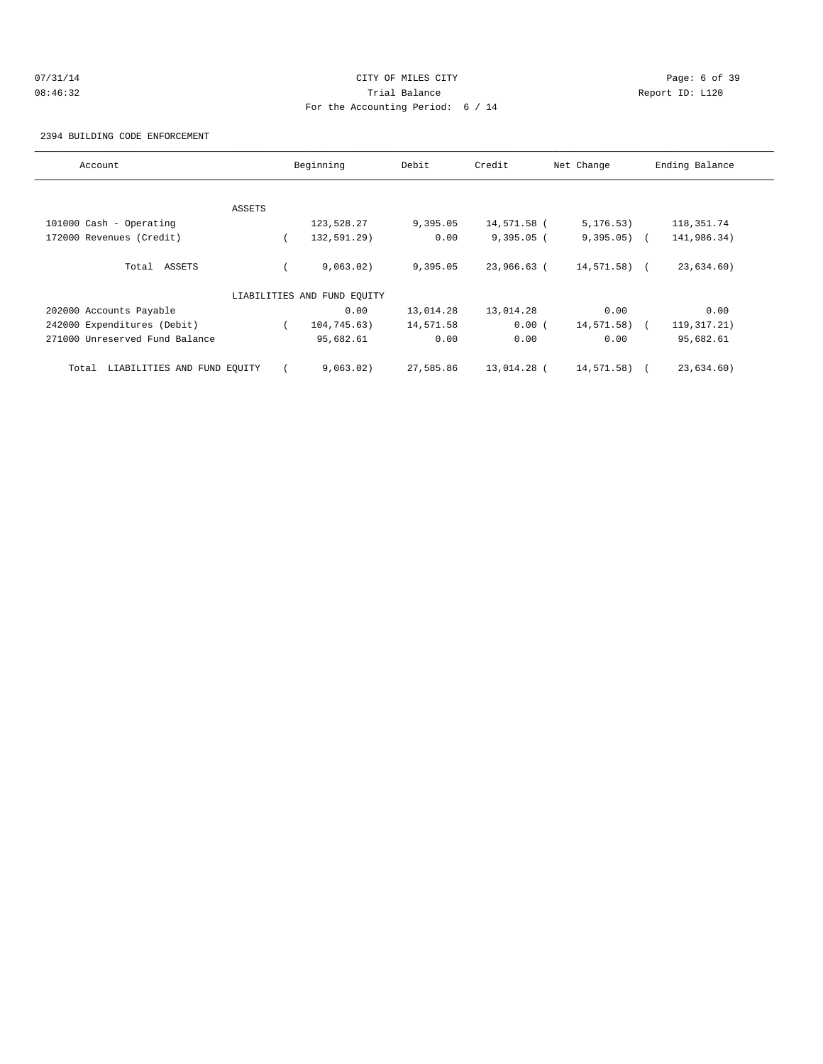CITY OF MILES CITY

Trial Balance

For the Accounting Period: 6 / 14

07/31/14 08:46:32 Report ID: L120

2394 BUILDING CODE ENFORCEMENT

| Account | Beginning | Debit | Credit | Net Change | Ending Balance |
|---|---|---|---|---|---|
| ASSETS | | | | | |
| 101000 Cash - Operating | 123,528.27 | 9,395.05 | 14,571.58 | ( 5,176.53) | 118,351.74 |
| 172000 Revenues (Credit) | ( 132,591.29) | 0.00 | 9,395.05 | ( 9,395.05) | ( 141,986.34) |
| Total ASSETS | ( 9,063.02) | 9,395.05 | 23,966.63 | ( 14,571.58) | ( 23,634.60) |
| LIABILITIES AND FUND EQUITY | | | | | |
| 202000 Accounts Payable | 0.00 | 13,014.28 | 13,014.28 | 0.00 | 0.00 |
| 242000 Expenditures (Debit) | ( 104,745.63) | 14,571.58 | 0.00 | ( 14,571.58) | ( 119,317.21) |
| 271000 Unreserved Fund Balance | 95,682.61 | 0.00 | 0.00 | 0.00 | 95,682.61 |
| Total LIABILITIES AND FUND EQUITY | ( 9,063.02) | 27,585.86 | 13,014.28 | ( 14,571.58) | ( 23,634.60) |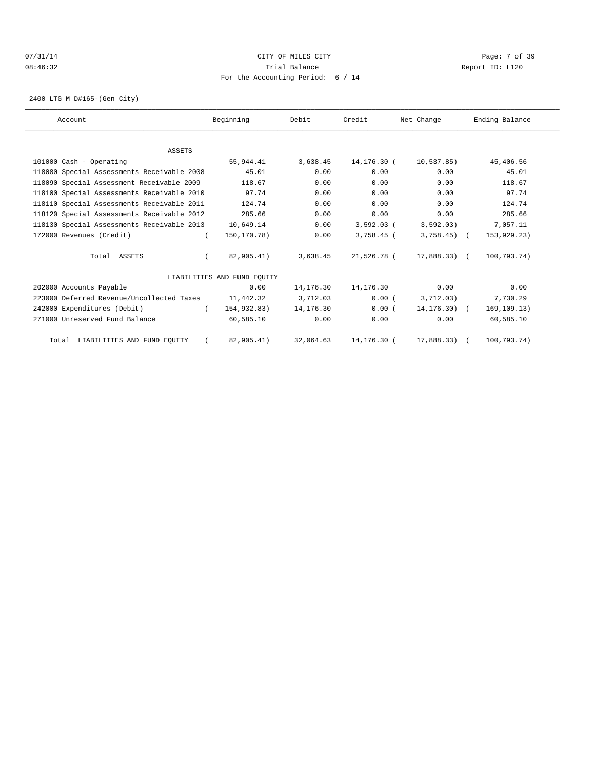CITY OF MILES CITY

Trial Balance

For the Accounting Period: 6 / 14

07/31/14 08:46:32 Report ID: L120

2400 LTG M D#165-(Gen City)

| Account | Beginning | Debit | Credit | Net Change | Ending Balance |
|---|---|---|---|---|---|
| ASSETS | | | | | |
| 101000 Cash - Operating | 55,944.41 | 3,638.45 | 14,176.30 | (10,537.85) | 45,406.56 |
| 118080 Special Assessments Receivable 2008 | 45.01 | 0.00 | 0.00 | 0.00 | 45.01 |
| 118090 Special Assessment Receivable 2009 | 118.67 | 0.00 | 0.00 | 0.00 | 118.67 |
| 118100 Special Assessments Receivable 2010 | 97.74 | 0.00 | 0.00 | 0.00 | 97.74 |
| 118110 Special Assessments Receivable 2011 | 124.74 | 0.00 | 0.00 | 0.00 | 124.74 |
| 118120 Special Assessments Receivable 2012 | 285.66 | 0.00 | 0.00 | 0.00 | 285.66 |
| 118130 Special Assessments Receivable 2013 | 10,649.14 | 0.00 | 3,592.03 | (3,592.03) | 7,057.11 |
| 172000 Revenues (Credit) | (150,170.78) | 0.00 | 3,758.45 | (3,758.45) | (153,929.23) |
| Total ASSETS | (82,905.41) | 3,638.45 | 21,526.78 | (17,888.33) | (100,793.74) |
| LIABILITIES AND FUND EQUITY | | | | | |
| 202000 Accounts Payable | 0.00 | 14,176.30 | 14,176.30 | 0.00 | 0.00 |
| 223000 Deferred Revenue/Uncollected Taxes | 11,442.32 | 3,712.03 | 0.00 | (3,712.03) | 7,730.29 |
| 242000 Expenditures (Debit) | (154,932.83) | 14,176.30 | 0.00 | (14,176.30) | (169,109.13) |
| 271000 Unreserved Fund Balance | 60,585.10 | 0.00 | 0.00 | 0.00 | 60,585.10 |
| Total LIABILITIES AND FUND EQUITY | (82,905.41) | 32,064.63 | 14,176.30 | (17,888.33) | (100,793.74) |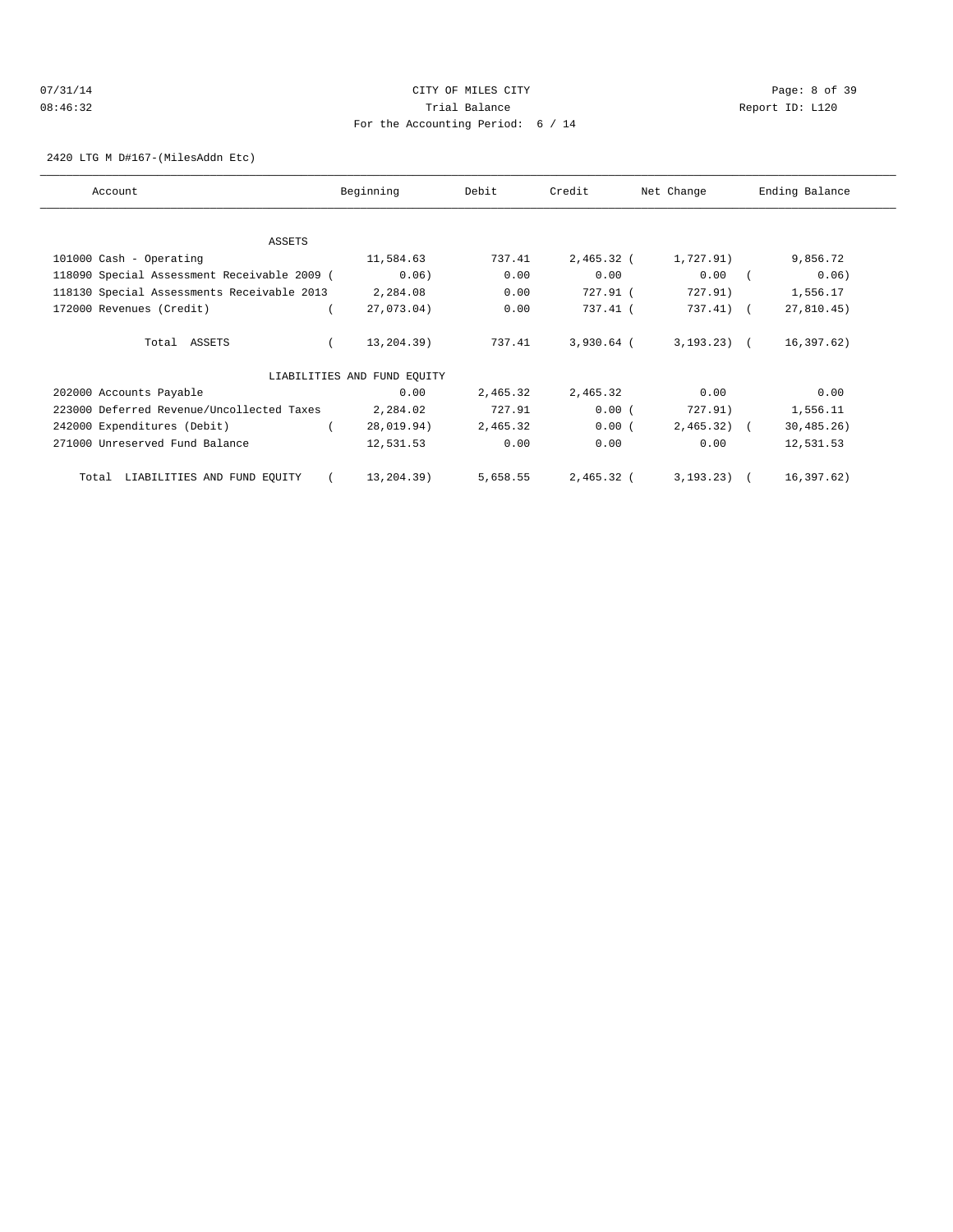CITY OF MILES CITY

Trial Balance

For the Accounting Period: 6 / 14

07/31/14 08:46:32 Report ID: L120

2420 LTG M D#167-(MilesAddn Etc)

| Account | Beginning | Debit | Credit | Net Change | Ending Balance |
|---|---|---|---|---|---|
| ASSETS | | | | | |
| 101000 Cash - Operating | 11,584.63 | 737.41 | 2,465.32 | ( 1,727.91) | 9,856.72 |
| 118090 Special Assessment Receivable 2009 | ( 0.06) | 0.00 | 0.00 | 0.00 | ( 0.06) |
| 118130 Special Assessments Receivable 2013 | 2,284.08 | 0.00 | 727.91 | ( 727.91) | 1,556.17 |
| 172000 Revenues (Credit) | ( 27,073.04) | 0.00 | 737.41 | ( 737.41) | ( 27,810.45) |
| Total ASSETS | ( 13,204.39) | 737.41 | 3,930.64 | ( 3,193.23) | ( 16,397.62) |
| LIABILITIES AND FUND EQUITY | | | | | |
| 202000 Accounts Payable | 0.00 | 2,465.32 | 2,465.32 | 0.00 | 0.00 |
| 223000 Deferred Revenue/Uncollected Taxes | 2,284.02 | 727.91 | 0.00 | ( 727.91) | 1,556.11 |
| 242000 Expenditures (Debit) | ( 28,019.94) | 2,465.32 | 0.00 | ( 2,465.32) | ( 30,485.26) |
| 271000 Unreserved Fund Balance | 12,531.53 | 0.00 | 0.00 | 0.00 | 12,531.53 |
| Total LIABILITIES AND FUND EQUITY | ( 13,204.39) | 5,658.55 | 2,465.32 | ( 3,193.23) | ( 16,397.62) |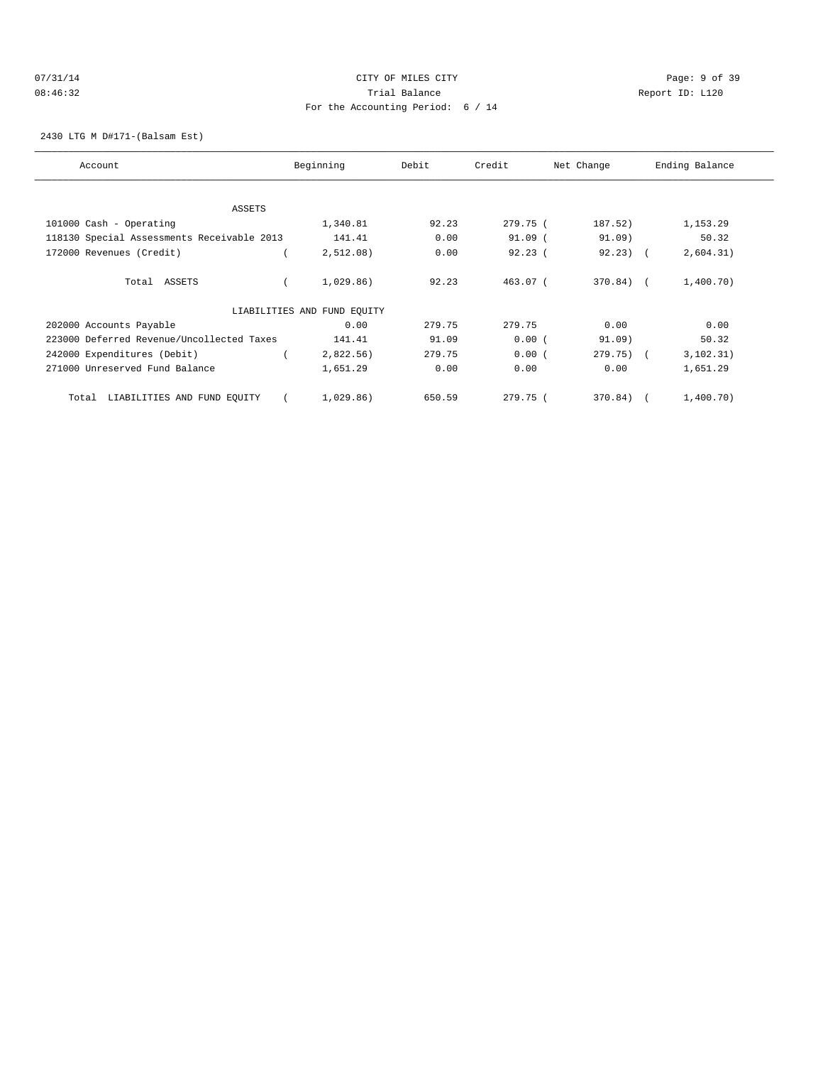CITY OF MILES CITY
Trial Balance
For the Accounting Period: 6 / 14

07/31/14
08:46:32

Report ID: L120

2430 LTG M D#171-(Balsam Est)

| Account | Beginning | Debit | Credit | Net Change | Ending Balance |
|---|---|---|---|---|---|
| ASSETS | | | | | |
| 101000 Cash - Operating | 1,340.81 | 92.23 | 279.75 | (187.52) | 1,153.29 |
| 118130 Special Assessments Receivable 2013 | 141.41 | 0.00 | 91.09 | (91.09) | 50.32 |
| 172000 Revenues (Credit) | (2,512.08) | 0.00 | 92.23 | (92.23) | (2,604.31) |
| Total ASSETS | (1,029.86) | 92.23 | 463.07 | (370.84) | (1,400.70) |
| LIABILITIES AND FUND EQUITY | | | | | |
| 202000 Accounts Payable | 0.00 | 279.75 | 279.75 | 0.00 | 0.00 |
| 223000 Deferred Revenue/Uncollected Taxes | 141.41 | 91.09 | 0.00 | (91.09) | 50.32 |
| 242000 Expenditures (Debit) | (2,822.56) | 279.75 | 0.00 | (279.75) | (3,102.31) |
| 271000 Unreserved Fund Balance | 1,651.29 | 0.00 | 0.00 | 0.00 | 1,651.29 |
| Total LIABILITIES AND FUND EQUITY | (1,029.86) | 650.59 | 279.75 | (370.84) | (1,400.70) |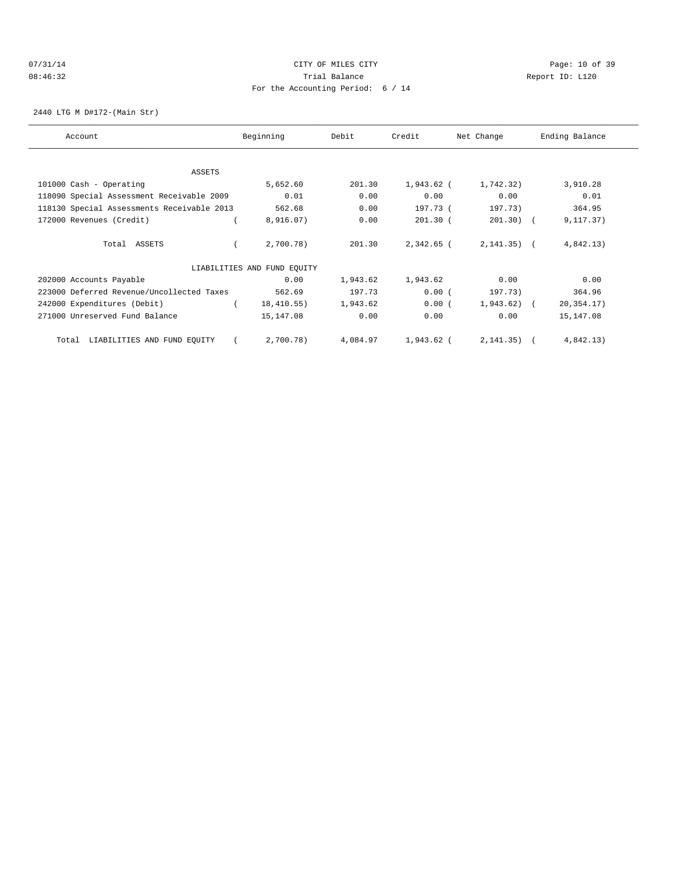CITY OF MILES CITY
Trial Balance
For the Accounting Period: 6 / 14

07/31/14
08:46:32

Report ID: L120

2440 LTG M D#172-(Main Str)

| Account | Beginning | Debit | Credit | Net Change | Ending Balance |
|---|---|---|---|---|---|
| ASSETS | | | | | |
| 101000 Cash - Operating | 5,652.60 | 201.30 | 1,943.62 | (1,742.32) | 3,910.28 |
| 118090 Special Assessment Receivable 2009 | 0.01 | 0.00 | 0.00 | 0.00 | 0.01 |
| 118130 Special Assessments Receivable 2013 | 562.68 | 0.00 | 197.73 | (197.73) | 364.95 |
| 172000 Revenues (Credit) | (8,916.07) | 0.00 | 201.30 | (201.30) | (9,117.37) |
| Total ASSETS | (2,700.78) | 201.30 | 2,342.65 | (2,141.35) | (4,842.13) |
| LIABILITIES AND FUND EQUITY | | | | | |
| 202000 Accounts Payable | 0.00 | 1,943.62 | 1,943.62 | 0.00 | 0.00 |
| 223000 Deferred Revenue/Uncollected Taxes | 562.69 | 197.73 | 0.00 | (197.73) | 364.96 |
| 242000 Expenditures (Debit) | (18,410.55) | 1,943.62 | 0.00 | (1,943.62) | (20,354.17) |
| 271000 Unreserved Fund Balance | 15,147.08 | 0.00 | 0.00 | 0.00 | 15,147.08 |
| Total LIABILITIES AND FUND EQUITY | (2,700.78) | 4,084.97 | 1,943.62 | (2,141.35) | (4,842.13) |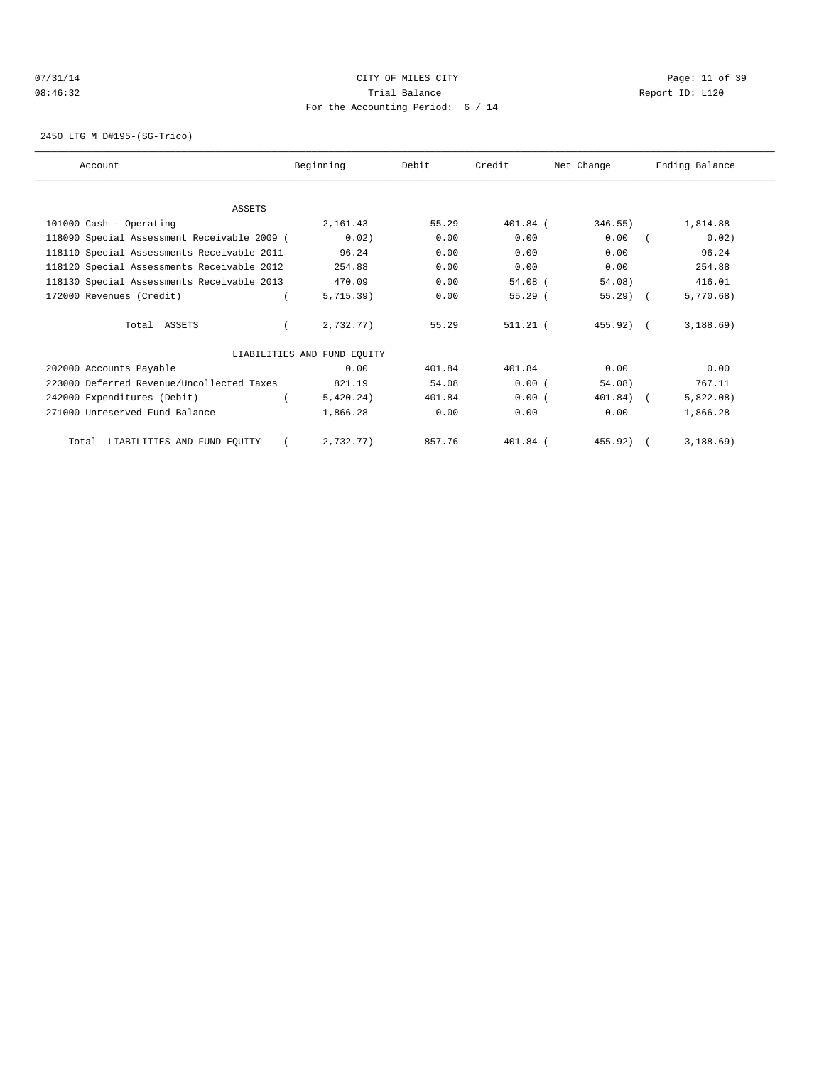07/31/14 CITY OF MILES CITY
08:46:32 Trial Balance Report ID: L120
For the Accounting Period: 6 / 14

2450 LTG M D#195-(SG-Trico)

| Account | Beginning | Debit | Credit | Net Change | Ending Balance |
|---|---|---|---|---|---|
| ASSETS | | | | | |
| 101000 Cash - Operating | 2,161.43 | 55.29 | 401.84 | (346.55) | 1,814.88 |
| 118090 Special Assessment Receivable 2009 | (0.02) | 0.00 | 0.00 | 0.00 | (0.02) |
| 118110 Special Assessments Receivable 2011 | 96.24 | 0.00 | 0.00 | 0.00 | 96.24 |
| 118120 Special Assessments Receivable 2012 | 254.88 | 0.00 | 0.00 | 0.00 | 254.88 |
| 118130 Special Assessments Receivable 2013 | 470.09 | 0.00 | 54.08 | (54.08) | 416.01 |
| 172000 Revenues (Credit) | (5,715.39) | 0.00 | 55.29 | (55.29) | (5,770.68) |
| Total ASSETS | (2,732.77) | 55.29 | 511.21 | (455.92) | (3,188.69) |
| LIABILITIES AND FUND EQUITY | | | | | |
| 202000 Accounts Payable | 0.00 | 401.84 | 401.84 | 0.00 | 0.00 |
| 223000 Deferred Revenue/Uncollected Taxes | 821.19 | 54.08 | 0.00 | (54.08) | 767.11 |
| 242000 Expenditures (Debit) | (5,420.24) | 401.84 | 0.00 | (401.84) | (5,822.08) |
| 271000 Unreserved Fund Balance | 1,866.28 | 0.00 | 0.00 | 0.00 | 1,866.28 |
| Total LIABILITIES AND FUND EQUITY | (2,732.77) | 857.76 | 401.84 | (455.92) | (3,188.69) |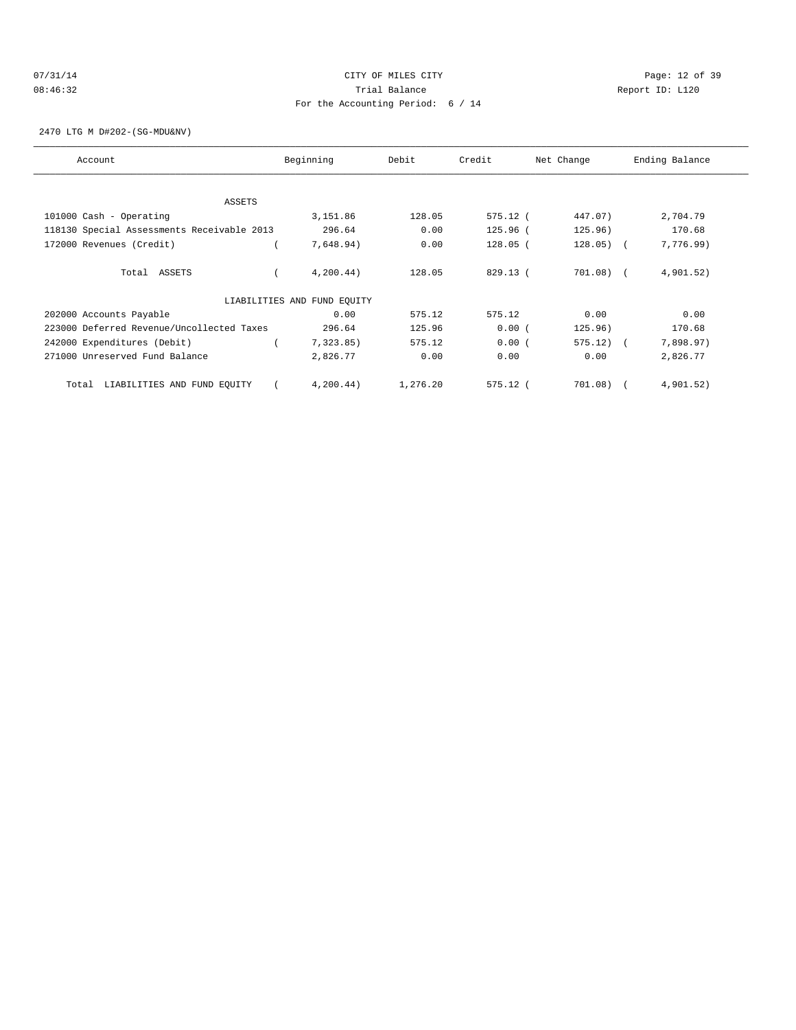CITY OF MILES CITY

Trial Balance

For the Accounting Period: 6 / 14

07/31/14 08:46:32

Report ID: L120

2470 LTG M D#202-(SG-MDU&NV)

| Account | Beginning | Debit | Credit | Net Change | Ending Balance |
|---|---|---|---|---|---|
| ASSETS | | | | | |
| 101000 Cash - Operating | 3,151.86 | 128.05 | 575.12 | ( 447.07) | 2,704.79 |
| 118130 Special Assessments Receivable 2013 | 296.64 | 0.00 | 125.96 | ( 125.96) | 170.68 |
| 172000 Revenues (Credit) | ( 7,648.94) | 0.00 | 128.05 | ( 128.05) | ( 7,776.99) |
| Total ASSETS | ( 4,200.44) | 128.05 | 829.13 | ( 701.08) | ( 4,901.52) |
| LIABILITIES AND FUND EQUITY | | | | | |
| 202000 Accounts Payable | 0.00 | 575.12 | 575.12 | 0.00 | 0.00 |
| 223000 Deferred Revenue/Uncollected Taxes | 296.64 | 125.96 | 0.00 | ( 125.96) | 170.68 |
| 242000 Expenditures (Debit) | ( 7,323.85) | 575.12 | 0.00 | ( 575.12) | ( 7,898.97) |
| 271000 Unreserved Fund Balance | 2,826.77 | 0.00 | 0.00 | 0.00 | 2,826.77 |
| Total LIABILITIES AND FUND EQUITY | ( 4,200.44) | 1,276.20 | 575.12 | ( 701.08) | ( 4,901.52) |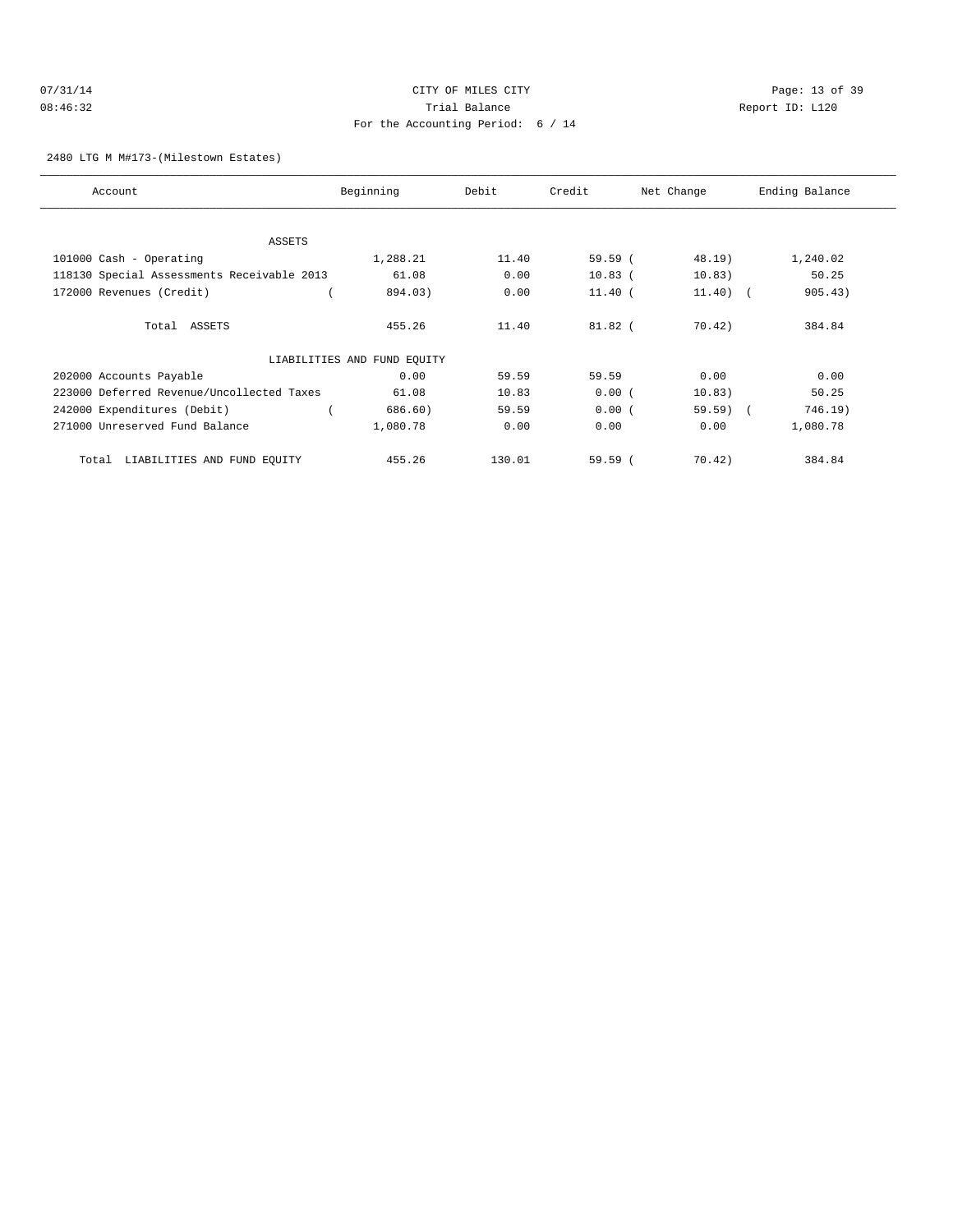CITY OF MILES CITY

Trial Balance

For the Accounting Period: 6 / 14

07/31/14 08:46:32 — Report ID: L120

2480 LTG M M#173-(Milestown Estates)

| Account | Beginning | Debit | Credit | Net Change | Ending Balance |
|---|---|---|---|---|---|
| ASSETS | | | | | |
| 101000 Cash - Operating | 1,288.21 | 11.40 | 59.59 | ( 48.19) | 1,240.02 |
| 118130 Special Assessments Receivable 2013 | 61.08 | 0.00 | 10.83 | ( 10.83) | 50.25 |
| 172000 Revenues (Credit) | ( 894.03) | 0.00 | 11.40 | ( 11.40) | ( 905.43) |
| Total ASSETS | 455.26 | 11.40 | 81.82 | ( 70.42) | 384.84 |
| LIABILITIES AND FUND EQUITY | | | | | |
| 202000 Accounts Payable | 0.00 | 59.59 | 59.59 | 0.00 | 0.00 |
| 223000 Deferred Revenue/Uncollected Taxes | 61.08 | 10.83 | 0.00 | ( 10.83) | 50.25 |
| 242000 Expenditures (Debit) | ( 686.60) | 59.59 | 0.00 | ( 59.59) | ( 746.19) |
| 271000 Unreserved Fund Balance | 1,080.78 | 0.00 | 0.00 | 0.00 | 1,080.78 |
| Total LIABILITIES AND FUND EQUITY | 455.26 | 130.01 | 59.59 | ( 70.42) | 384.84 |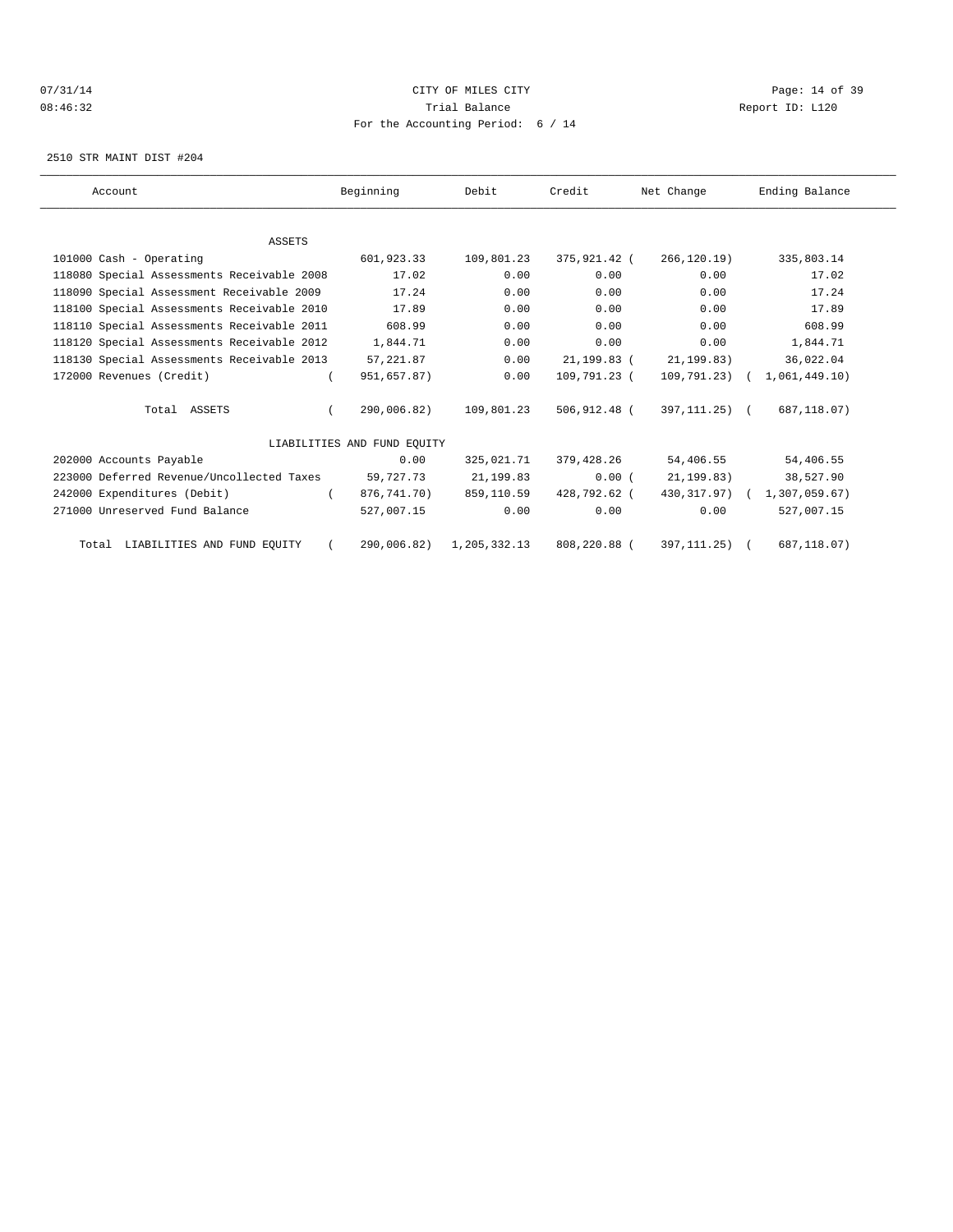CITY OF MILES CITY

Trial Balance

For the Accounting Period: 6 / 14

07/31/14 08:46:32 — Report ID: L120

2510 STR MAINT DIST #204

| Account | Beginning | Debit | Credit | Net Change | Ending Balance |
|---|---|---|---|---|---|
| **ASSETS** | | | | | |
| 101000 Cash - Operating | 601,923.33 | 109,801.23 | 375,921.42 | (266,120.19) | 335,803.14 |
| 118080 Special Assessments Receivable 2008 | 17.02 | 0.00 | 0.00 | 0.00 | 17.02 |
| 118090 Special Assessment Receivable 2009 | 17.24 | 0.00 | 0.00 | 0.00 | 17.24 |
| 118100 Special Assessments Receivable 2010 | 17.89 | 0.00 | 0.00 | 0.00 | 17.89 |
| 118110 Special Assessments Receivable 2011 | 608.99 | 0.00 | 0.00 | 0.00 | 608.99 |
| 118120 Special Assessments Receivable 2012 | 1,844.71 | 0.00 | 0.00 | 0.00 | 1,844.71 |
| 118130 Special Assessments Receivable 2013 | 57,221.87 | 0.00 | 21,199.83 | (21,199.83) | 36,022.04 |
| 172000 Revenues (Credit) | (951,657.87) | 0.00 | 109,791.23 | (109,791.23) | (1,061,449.10) |
| Total ASSETS | (290,006.82) | 109,801.23 | 506,912.48 | (397,111.25) | (687,118.07) |
| **LIABILITIES AND FUND EQUITY** | | | | | |
| 202000 Accounts Payable | 0.00 | 325,021.71 | 379,428.26 | 54,406.55 | 54,406.55 |
| 223000 Deferred Revenue/Uncollected Taxes | 59,727.73 | 21,199.83 | 0.00 | (21,199.83) | 38,527.90 |
| 242000 Expenditures (Debit) | (876,741.70) | 859,110.59 | 428,792.62 | (430,317.97) | (1,307,059.67) |
| 271000 Unreserved Fund Balance | 527,007.15 | 0.00 | 0.00 | 0.00 | 527,007.15 |
| Total LIABILITIES AND FUND EQUITY | (290,006.82) | 1,205,332.13 | 808,220.88 | (397,111.25) | (687,118.07) |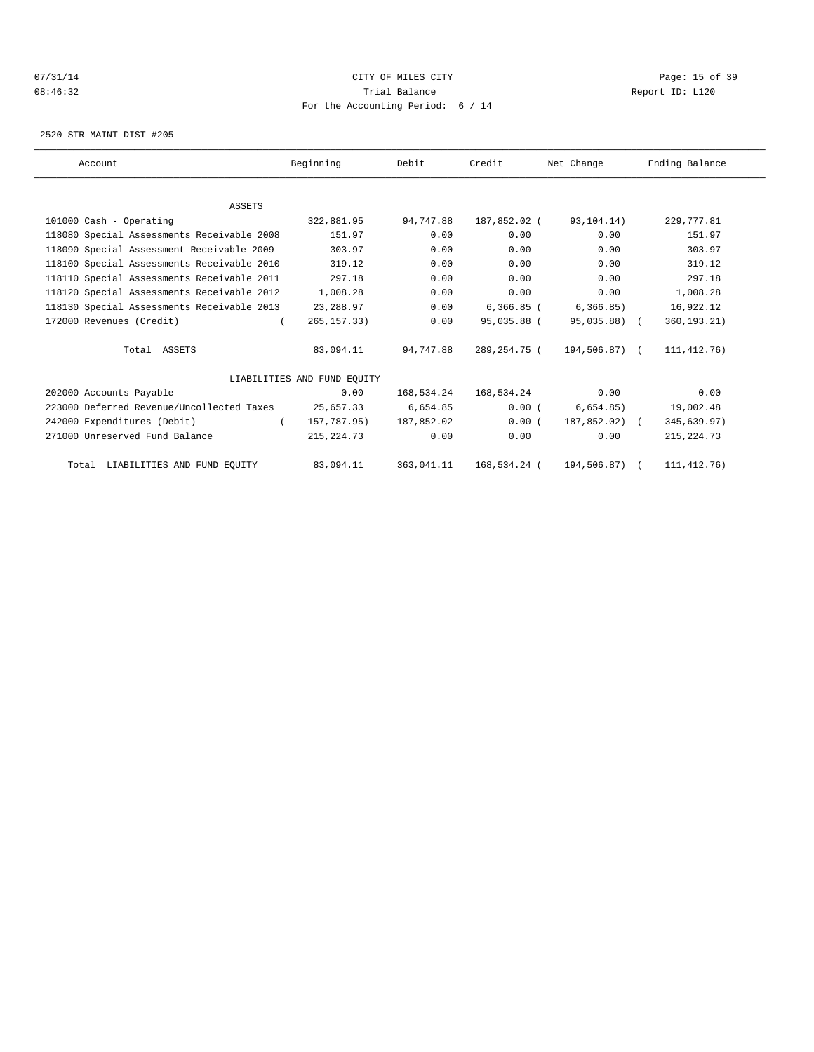CITY OF MILES CITY

Trial Balance

For the Accounting Period: 6 / 14

2520 STR MAINT DIST #205

| Account | Beginning | Debit | Credit | Net Change | Ending Balance |
|---|---|---|---|---|---|
| ASSETS | | | | | |
| 101000 Cash - Operating | 322,881.95 | 94,747.88 | 187,852.02 | ( 93,104.14) | 229,777.81 |
| 118080 Special Assessments Receivable 2008 | 151.97 | 0.00 | 0.00 | 0.00 | 151.97 |
| 118090 Special Assessment Receivable 2009 | 303.97 | 0.00 | 0.00 | 0.00 | 303.97 |
| 118100 Special Assessments Receivable 2010 | 319.12 | 0.00 | 0.00 | 0.00 | 319.12 |
| 118110 Special Assessments Receivable 2011 | 297.18 | 0.00 | 0.00 | 0.00 | 297.18 |
| 118120 Special Assessments Receivable 2012 | 1,008.28 | 0.00 | 0.00 | 0.00 | 1,008.28 |
| 118130 Special Assessments Receivable 2013 | 23,288.97 | 0.00 | 6,366.85 | ( 6,366.85) | 16,922.12 |
| 172000 Revenues (Credit) | ( 265,157.33) | 0.00 | 95,035.88 | ( 95,035.88) | ( 360,193.21) |
| Total ASSETS | 83,094.11 | 94,747.88 | 289,254.75 | ( 194,506.87) | ( 111,412.76) |
| LIABILITIES AND FUND EQUITY | | | | | |
| 202000 Accounts Payable | 0.00 | 168,534.24 | 168,534.24 | 0.00 | 0.00 |
| 223000 Deferred Revenue/Uncollected Taxes | 25,657.33 | 6,654.85 | 0.00 | ( 6,654.85) | 19,002.48 |
| 242000 Expenditures (Debit) | ( 157,787.95) | 187,852.02 | 0.00 | ( 187,852.02) | ( 345,639.97) |
| 271000 Unreserved Fund Balance | 215,224.73 | 0.00 | 0.00 | 0.00 | 215,224.73 |
| Total LIABILITIES AND FUND EQUITY | 83,094.11 | 363,041.11 | 168,534.24 | ( 194,506.87) | ( 111,412.76) |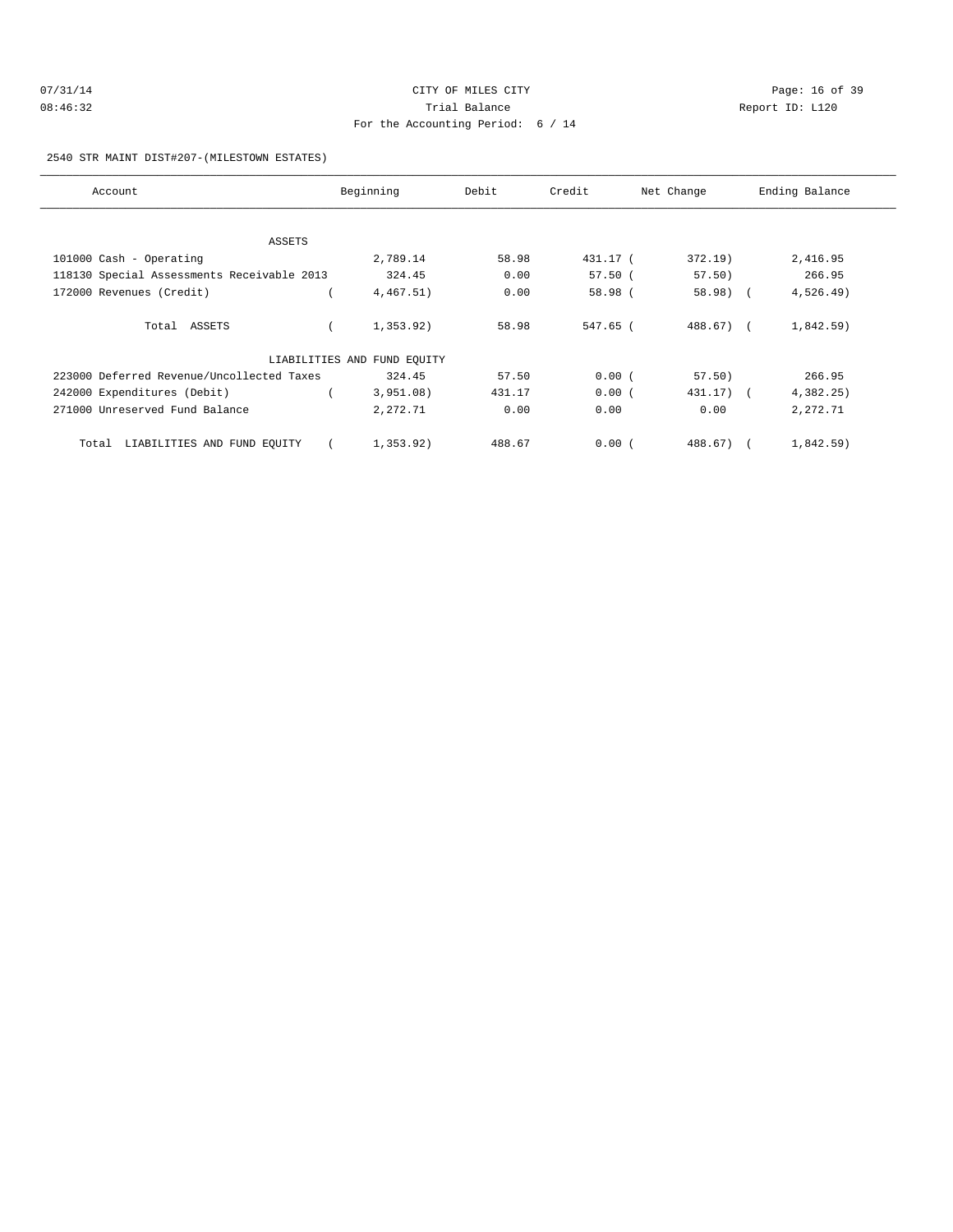CITY OF MILES CITY

Trial Balance

For the Accounting Period: 6 / 14

07/31/14 08:46:32 Report ID: L120

2540 STR MAINT DIST#207-(MILESTOWN ESTATES)

| Account | Beginning | Debit | Credit | Net Change | Ending Balance |
|---|---|---|---|---|---|
| ASSETS | | | | | |
| 101000 Cash - Operating | 2,789.14 | 58.98 | 431.17 | ( 372.19) | 2,416.95 |
| 118130 Special Assessments Receivable 2013 | 324.45 | 0.00 | 57.50 | ( 57.50) | 266.95 |
| 172000 Revenues (Credit) | ( 4,467.51) | 0.00 | 58.98 | ( 58.98) | ( 4,526.49) |
| Total ASSETS | ( 1,353.92) | 58.98 | 547.65 | ( 488.67) | ( 1,842.59) |
| LIABILITIES AND FUND EQUITY | | | | | |
| 223000 Deferred Revenue/Uncollected Taxes | 324.45 | 57.50 | 0.00 | ( 57.50) | 266.95 |
| 242000 Expenditures (Debit) | ( 3,951.08) | 431.17 | 0.00 | ( 431.17) | ( 4,382.25) |
| 271000 Unreserved Fund Balance | 2,272.71 | 0.00 | 0.00 | 0.00 | 2,272.71 |
| Total LIABILITIES AND FUND EQUITY | ( 1,353.92) | 488.67 | 0.00 | ( 488.67) | ( 1,842.59) |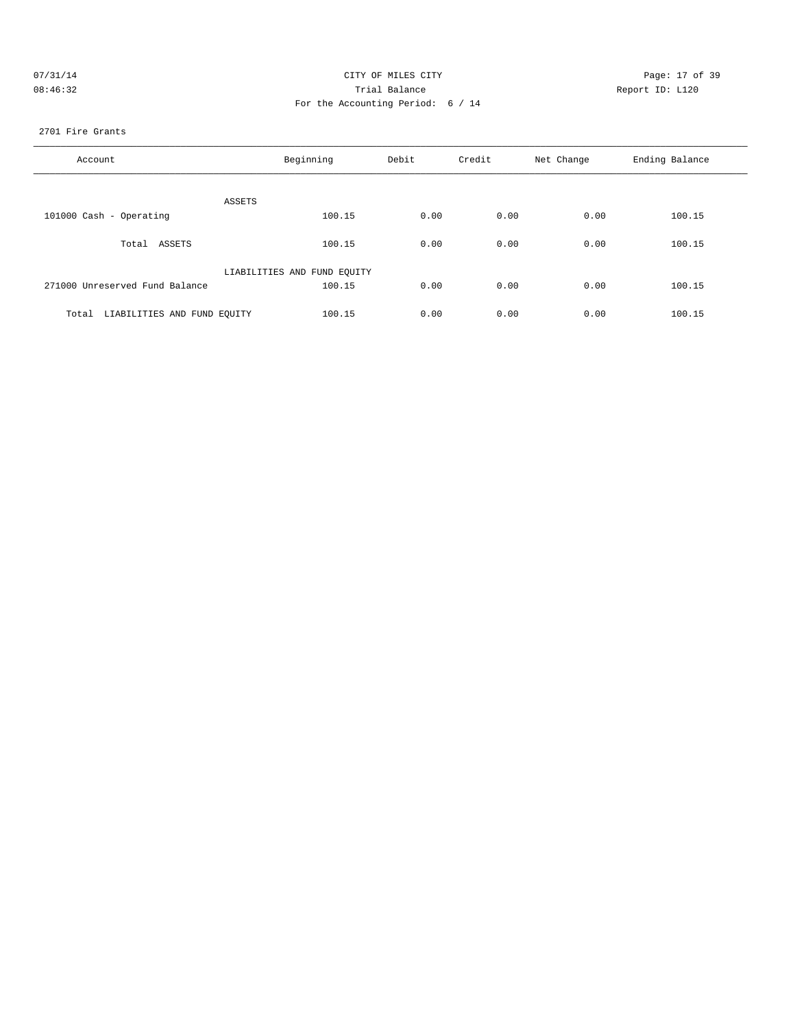CITY OF MILES CITY

Trial Balance

For the Accounting Period: 6 / 14

07/31/14 08:46:32 — Report ID: L120

2701 Fire Grants

| Account | Beginning | Debit | Credit | Net Change | Ending Balance |
|---|---|---|---|---|---|
| ASSETS | | | | | |
| 101000 Cash - Operating | 100.15 | 0.00 | 0.00 | 0.00 | 100.15 |
| Total ASSETS | 100.15 | 0.00 | 0.00 | 0.00 | 100.15 |
| LIABILITIES AND FUND EQUITY | | | | | |
| 271000 Unreserved Fund Balance | 100.15 | 0.00 | 0.00 | 0.00 | 100.15 |
| Total LIABILITIES AND FUND EQUITY | 100.15 | 0.00 | 0.00 | 0.00 | 100.15 |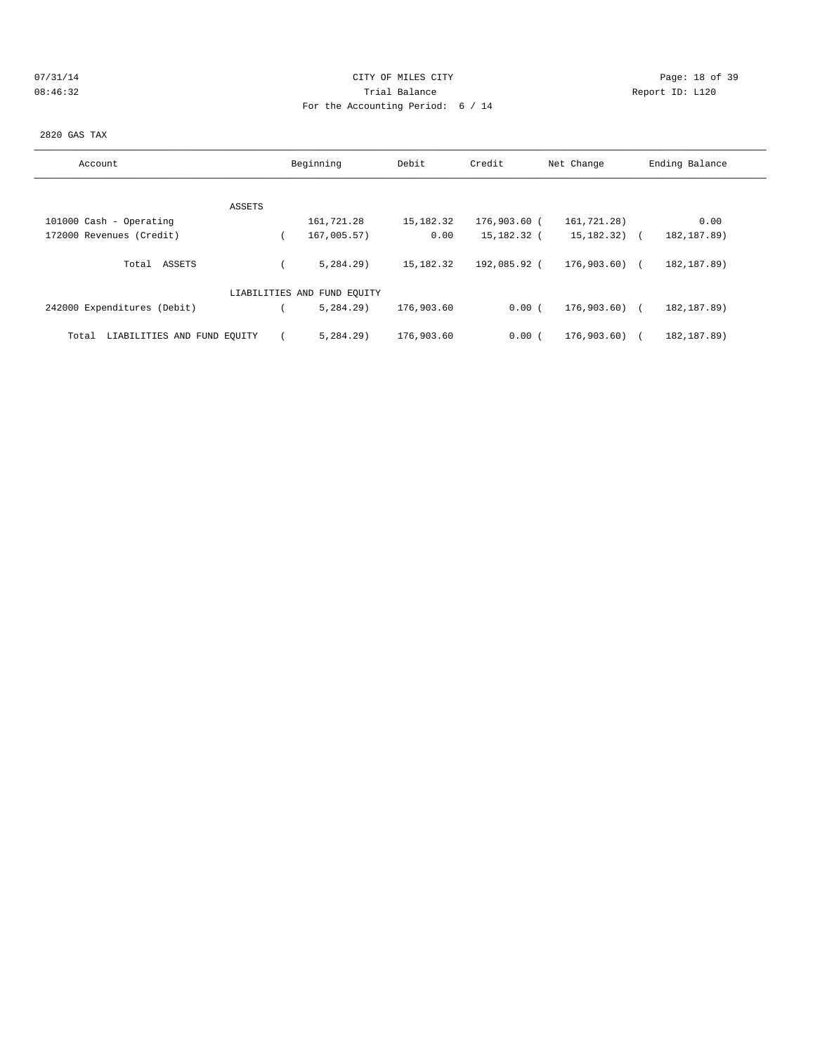CITY OF MILES CITY

Trial Balance

For the Accounting Period: 6 / 14

07/31/14
08:46:32

Report ID: L120

2820 GAS TAX

| Account | Beginning | Debit | Credit | Net Change | Ending Balance |
|---|---|---|---|---|---|
| ASSETS | | | | | |
| 101000 Cash - Operating | 161,721.28 | 15,182.32 | 176,903.60 | ( 161,721.28) | 0.00 |
| 172000 Revenues (Credit) | ( 167,005.57) | 0.00 | 15,182.32 | ( 15,182.32) | ( 182,187.89) |
| Total ASSETS | ( 5,284.29) | 15,182.32 | 192,085.92 | ( 176,903.60) | ( 182,187.89) |
| LIABILITIES AND FUND EQUITY | | | | | |
| 242000 Expenditures (Debit) | ( 5,284.29) | 176,903.60 | 0.00 | ( 176,903.60) | ( 182,187.89) |
| Total LIABILITIES AND FUND EQUITY | ( 5,284.29) | 176,903.60 | 0.00 | ( 176,903.60) | ( 182,187.89) |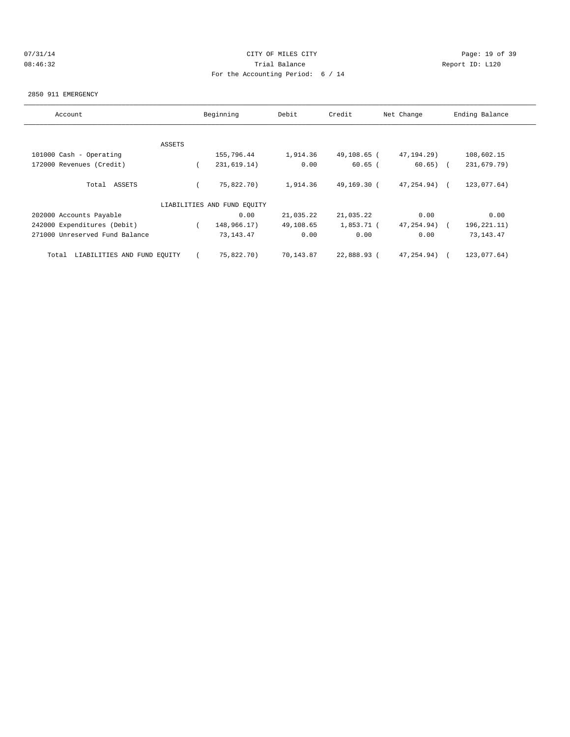CITY OF MILES CITY

Trial Balance

For the Accounting Period: 6 / 14

2850 911 EMERGENCY

| Account | Beginning | Debit | Credit | Net Change | Ending Balance |
|---|---|---|---|---|---|
| **ASSETS** | | | | | |
| 101000 Cash - Operating | 155,796.44 | 1,914.36 | 49,108.65 | ( 47,194.29) | 108,602.15 |
| 172000 Revenues (Credit) | ( 231,619.14) | 0.00 | 60.65 | ( 60.65) | ( 231,679.79) |
| Total ASSETS | ( 75,822.70) | 1,914.36 | 49,169.30 | ( 47,254.94) | ( 123,077.64) |
| **LIABILITIES AND FUND EQUITY** | | | | | |
| 202000 Accounts Payable | 0.00 | 21,035.22 | 21,035.22 | 0.00 | 0.00 |
| 242000 Expenditures (Debit) | ( 148,966.17) | 49,108.65 | 1,853.71 | ( 47,254.94) | ( 196,221.11) |
| 271000 Unreserved Fund Balance | 73,143.47 | 0.00 | 0.00 | 0.00 | 73,143.47 |
| Total LIABILITIES AND FUND EQUITY | ( 75,822.70) | 70,143.87 | 22,888.93 | ( 47,254.94) | ( 123,077.64) |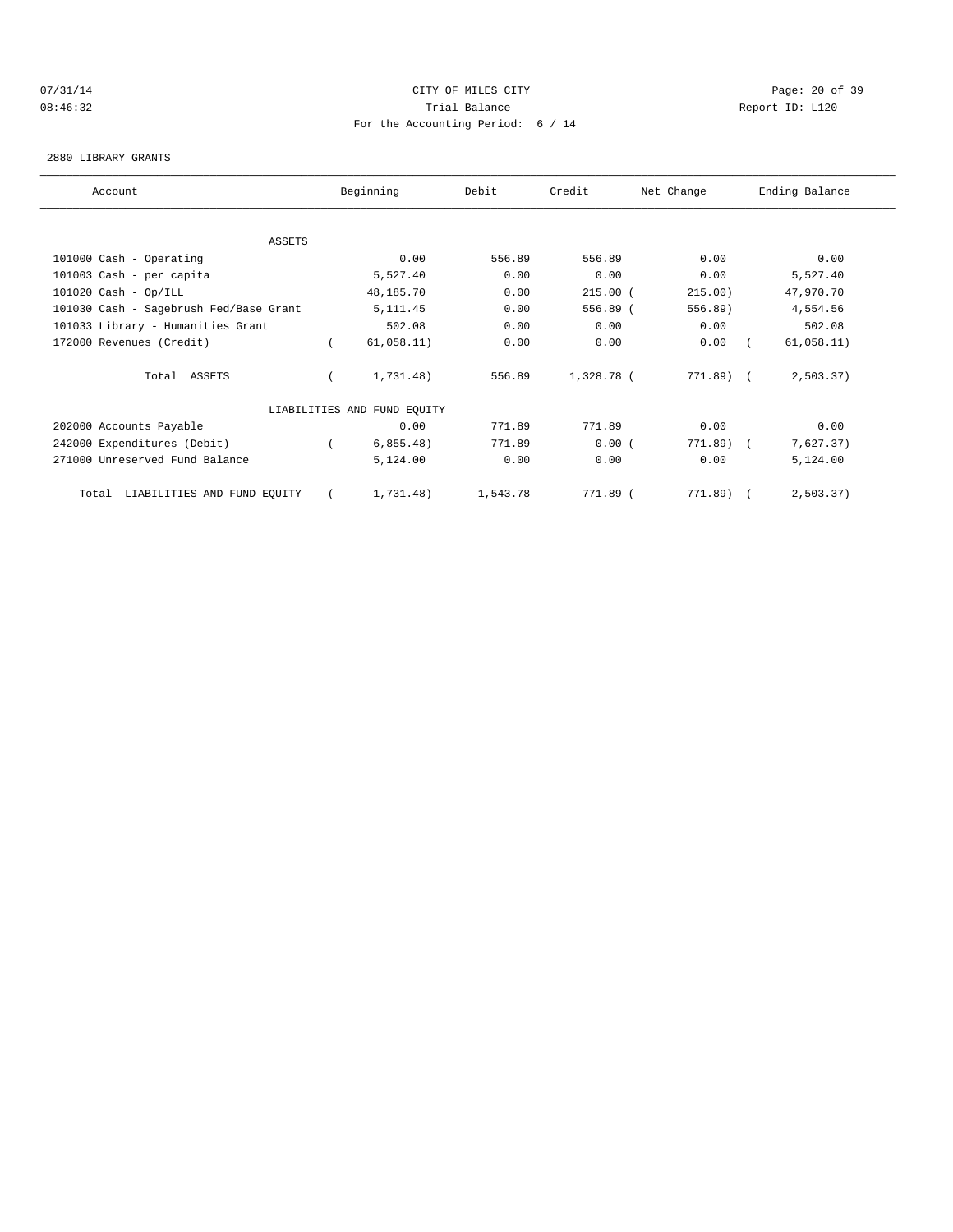CITY OF MILES CITY
Trial Balance
For the Accounting Period: 6 / 14

07/31/14
08:46:32

Report ID: L120

2880 LIBRARY GRANTS

| Account | Beginning | Debit | Credit | Net Change | Ending Balance |
|---|---|---|---|---|---|
| **ASSETS** | | | | | |
| 101000 Cash - Operating | 0.00 | 556.89 | 556.89 | 0.00 | 0.00 |
| 101003 Cash - per capita | 5,527.40 | 0.00 | 0.00 | 0.00 | 5,527.40 |
| 101020 Cash - Op/ILL | 48,185.70 | 0.00 | 215.00 | ( 215.00) | 47,970.70 |
| 101030 Cash - Sagebrush Fed/Base Grant | 5,111.45 | 0.00 | 556.89 | ( 556.89) | 4,554.56 |
| 101033 Library - Humanities Grant | 502.08 | 0.00 | 0.00 | 0.00 | 502.08 |
| 172000 Revenues (Credit) | ( 61,058.11) | 0.00 | 0.00 | 0.00 | ( 61,058.11) |
| Total ASSETS | ( 1,731.48) | 556.89 | 1,328.78 | ( 771.89) | ( 2,503.37) |
| **LIABILITIES AND FUND EQUITY** | | | | | |
| 202000 Accounts Payable | 0.00 | 771.89 | 771.89 | 0.00 | 0.00 |
| 242000 Expenditures (Debit) | ( 6,855.48) | 771.89 | 0.00 | ( 771.89) | ( 7,627.37) |
| 271000 Unreserved Fund Balance | 5,124.00 | 0.00 | 0.00 | 0.00 | 5,124.00 |
| Total LIABILITIES AND FUND EQUITY | ( 1,731.48) | 1,543.78 | 771.89 | ( 771.89) | ( 2,503.37) |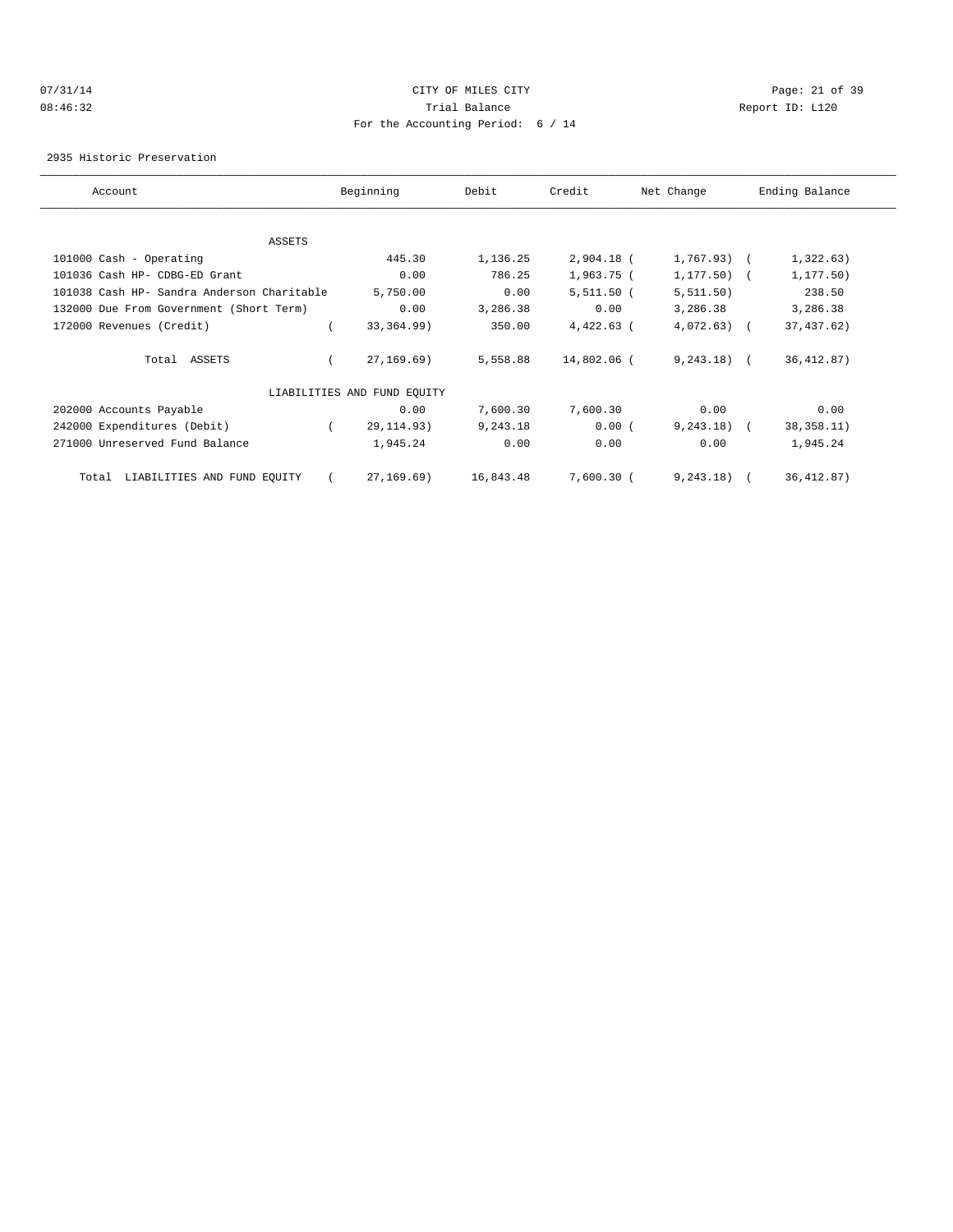07/31/14 CITY OF MILES CITY
08:46:32 Trial Balance Report ID: L120
For the Accounting Period: 6 / 14

2935 Historic Preservation

| Account | Beginning | Debit | Credit | Net Change | Ending Balance |
|---|---|---|---|---|---|
| ASSETS | | | | | |
| 101000 Cash - Operating | 445.30 | 1,136.25 | 2,904.18 | ( 1,767.93) | ( 1,322.63) |
| 101036 Cash HP- CDBG-ED Grant | 0.00 | 786.25 | 1,963.75 | ( 1,177.50) | ( 1,177.50) |
| 101038 Cash HP- Sandra Anderson Charitable | 5,750.00 | 0.00 | 5,511.50 | ( 5,511.50) | 238.50 |
| 132000 Due From Government (Short Term) | 0.00 | 3,286.38 | 0.00 | 3,286.38 | 3,286.38 |
| 172000 Revenues (Credit) | ( 33,364.99) | 350.00 | 4,422.63 | ( 4,072.63) | ( 37,437.62) |
| Total ASSETS | ( 27,169.69) | 5,558.88 | 14,802.06 | ( 9,243.18) | ( 36,412.87) |
| LIABILITIES AND FUND EQUITY | | | | | |
| 202000 Accounts Payable | 0.00 | 7,600.30 | 7,600.30 | 0.00 | 0.00 |
| 242000 Expenditures (Debit) | ( 29,114.93) | 9,243.18 | 0.00 | ( 9,243.18) | ( 38,358.11) |
| 271000 Unreserved Fund Balance | 1,945.24 | 0.00 | 0.00 | 0.00 | 1,945.24 |
| Total LIABILITIES AND FUND EQUITY | ( 27,169.69) | 16,843.48 | 7,600.30 | ( 9,243.18) | ( 36,412.87) |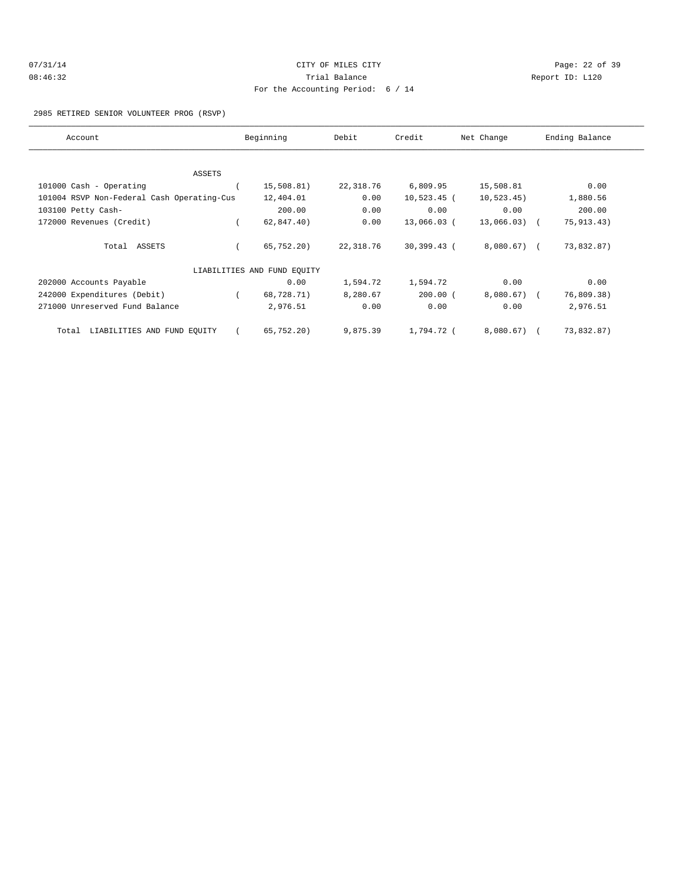CITY OF MILES CITY

Trial Balance

For the Accounting Period: 6 / 14

07/31/14 08:46:32

Report ID: L120

2985 RETIRED SENIOR VOLUNTEER PROG (RSVP)

| Account | Beginning | Debit | Credit | Net Change | Ending Balance |
|---|---|---|---|---|---|
| ASSETS | | | | | |
| 101000 Cash - Operating | ( 15,508.81) | 22,318.76 | 6,809.95 | 15,508.81 | 0.00 |
| 101004 RSVP Non-Federal Cash Operating-Cus | 12,404.01 | 0.00 | 10,523.45 | ( 10,523.45) | 1,880.56 |
| 103100 Petty Cash- | 200.00 | 0.00 | 0.00 | 0.00 | 200.00 |
| 172000 Revenues (Credit) | ( 62,847.40) | 0.00 | 13,066.03 | ( 13,066.03) | ( 75,913.43) |
| Total ASSETS | ( 65,752.20) | 22,318.76 | 30,399.43 | ( 8,080.67) | ( 73,832.87) |
| LIABILITIES AND FUND EQUITY | | | | | |
| 202000 Accounts Payable | 0.00 | 1,594.72 | 1,594.72 | 0.00 | 0.00 |
| 242000 Expenditures (Debit) | ( 68,728.71) | 8,280.67 | 200.00 | ( 8,080.67) | ( 76,809.38) |
| 271000 Unreserved Fund Balance | 2,976.51 | 0.00 | 0.00 | 0.00 | 2,976.51 |
| Total LIABILITIES AND FUND EQUITY | ( 65,752.20) | 9,875.39 | 1,794.72 | ( 8,080.67) | ( 73,832.87) |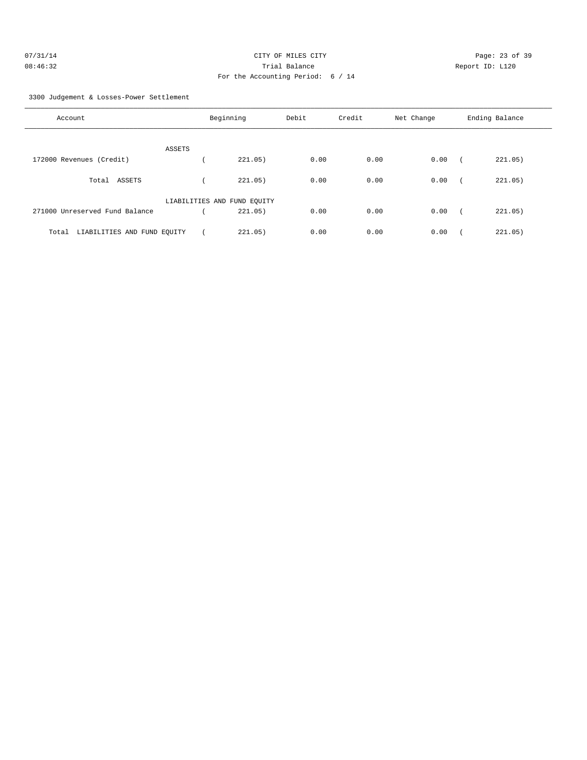CITY OF MILES CITY
Trial Balance
For the Accounting Period: 6 / 14

07/31/14
08:46:32

Report ID: L120

3300 Judgement & Losses-Power Settlement

| Account | Beginning | Debit | Credit | Net Change | Ending Balance |
|---|---|---|---|---|---|
| ASSETS | | | | | |
| 172000 Revenues (Credit) | ( 221.05) | 0.00 | 0.00 | 0.00 | ( 221.05) |
| Total ASSETS | ( 221.05) | 0.00 | 0.00 | 0.00 | ( 221.05) |
| LIABILITIES AND FUND EQUITY | | | | | |
| 271000 Unreserved Fund Balance | ( 221.05) | 0.00 | 0.00 | 0.00 | ( 221.05) |
| Total LIABILITIES AND FUND EQUITY | ( 221.05) | 0.00 | 0.00 | 0.00 | ( 221.05) |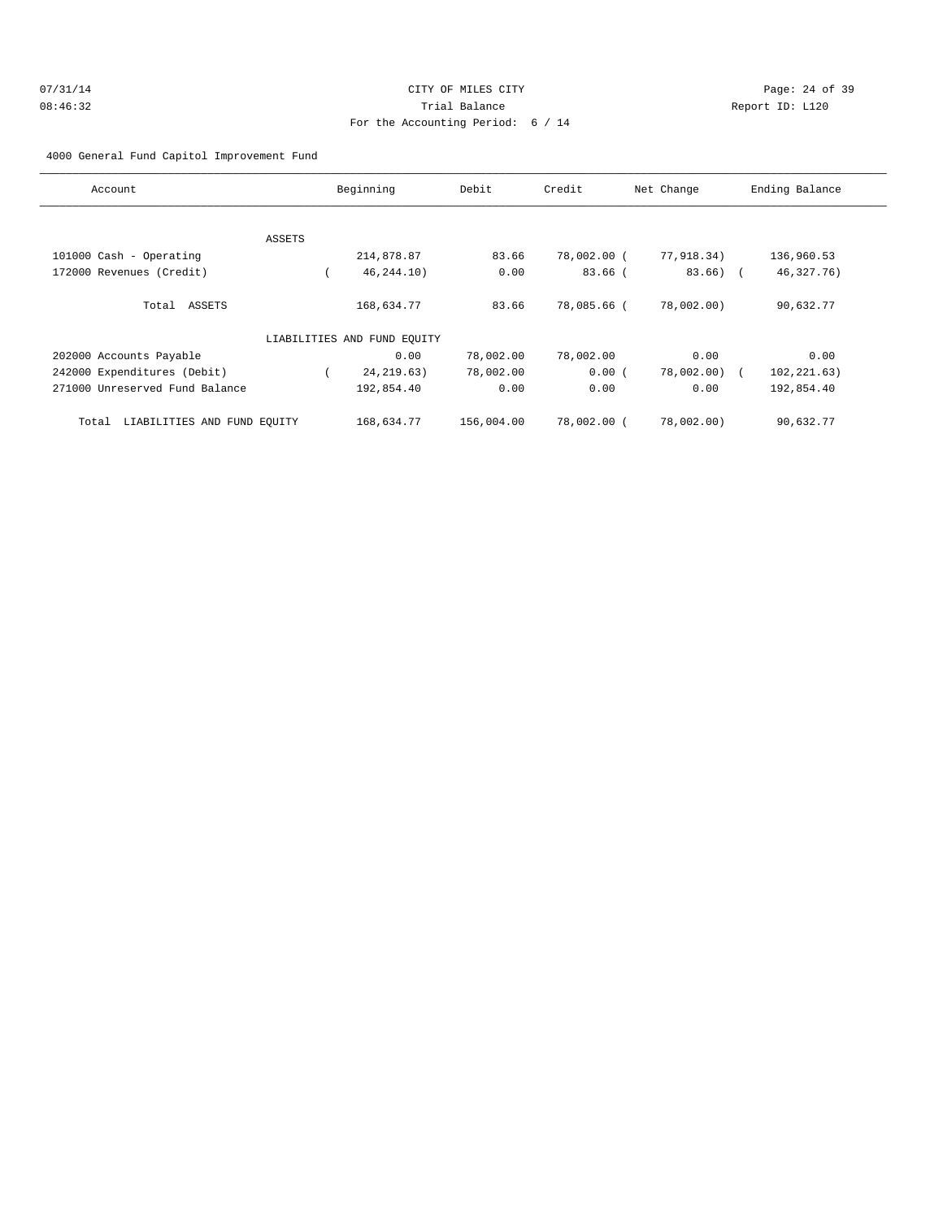CITY OF MILES CITY
Trial Balance
For the Accounting Period: 6 / 14

07/31/14
08:46:32

Report ID: L120

4000 General Fund Capitol Improvement Fund

| Account | Beginning | Debit | Credit | Net Change | Ending Balance |
|---|---|---|---|---|---|
| ASSETS | | | | | |
| 101000 Cash - Operating | 214,878.87 | 83.66 | 78,002.00 | ( 77,918.34) | 136,960.53 |
| 172000 Revenues (Credit) | ( 46,244.10) | 0.00 | 83.66 | ( 83.66) | ( 46,327.76) |
| Total ASSETS | 168,634.77 | 83.66 | 78,085.66 | ( 78,002.00) | 90,632.77 |
| LIABILITIES AND FUND EQUITY | | | | | |
| 202000 Accounts Payable | 0.00 | 78,002.00 | 78,002.00 | 0.00 | 0.00 |
| 242000 Expenditures (Debit) | ( 24,219.63) | 78,002.00 | 0.00 | ( 78,002.00) | ( 102,221.63) |
| 271000 Unreserved Fund Balance | 192,854.40 | 0.00 | 0.00 | 0.00 | 192,854.40 |
| Total LIABILITIES AND FUND EQUITY | 168,634.77 | 156,004.00 | 78,002.00 | ( 78,002.00) | 90,632.77 |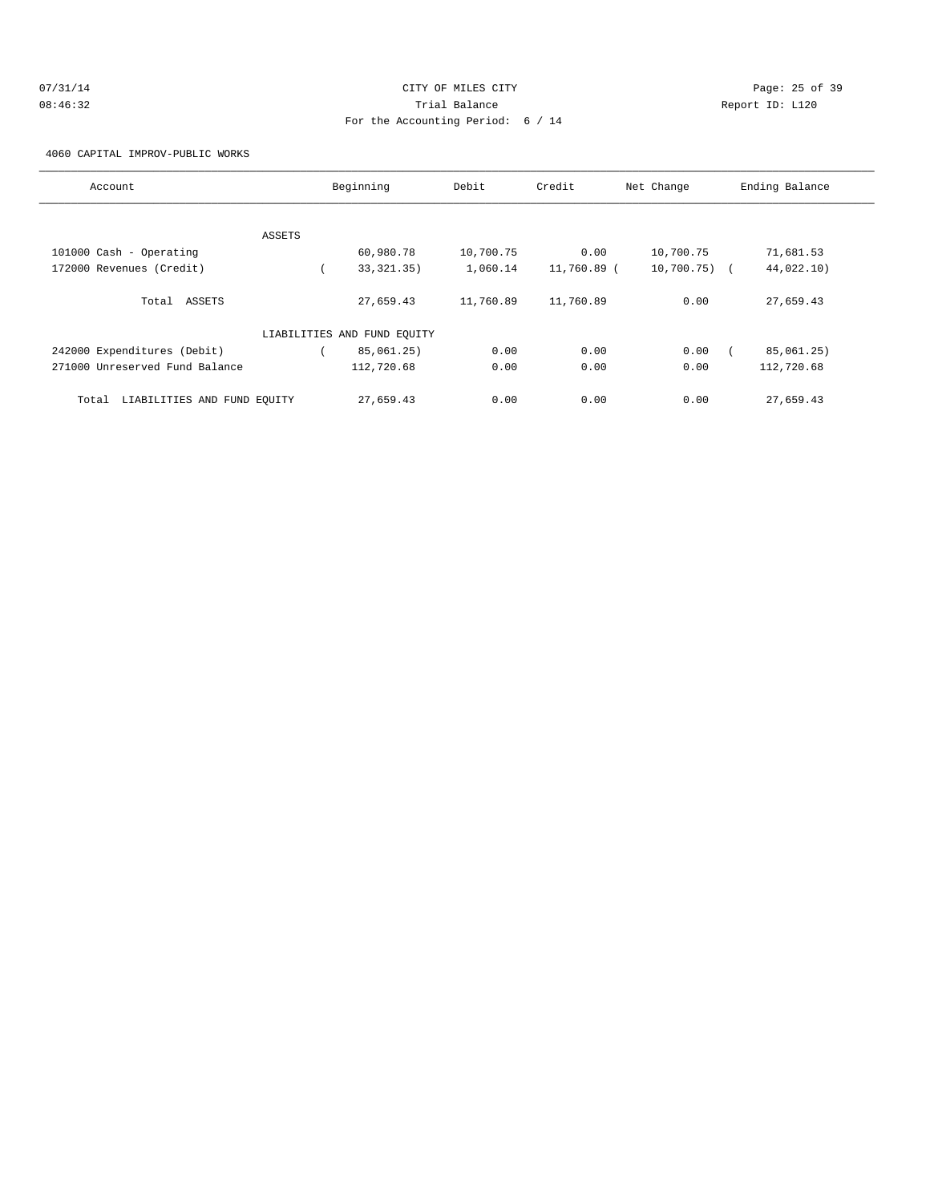CITY OF MILES CITY

Trial Balance

For the Accounting Period: 6 / 14

07/31/14 08:46:32 Report ID: L120

4060 CAPITAL IMPROV-PUBLIC WORKS

| Account | Beginning | Debit | Credit | Net Change | Ending Balance |
|---|---|---|---|---|---|
| ASSETS | | | | | |
| 101000 Cash - Operating | 60,980.78 | 10,700.75 | 0.00 | 10,700.75 | 71,681.53 |
| 172000 Revenues (Credit) | ( 33,321.35) | 1,060.14 | 11,760.89 | ( 10,700.75) | ( 44,022.10) |
| Total ASSETS | 27,659.43 | 11,760.89 | 11,760.89 | 0.00 | 27,659.43 |
| LIABILITIES AND FUND EQUITY | | | | | |
| 242000 Expenditures (Debit) | ( 85,061.25) | 0.00 | 0.00 | 0.00 | ( 85,061.25) |
| 271000 Unreserved Fund Balance | 112,720.68 | 0.00 | 0.00 | 0.00 | 112,720.68 |
| Total LIABILITIES AND FUND EQUITY | 27,659.43 | 0.00 | 0.00 | 0.00 | 27,659.43 |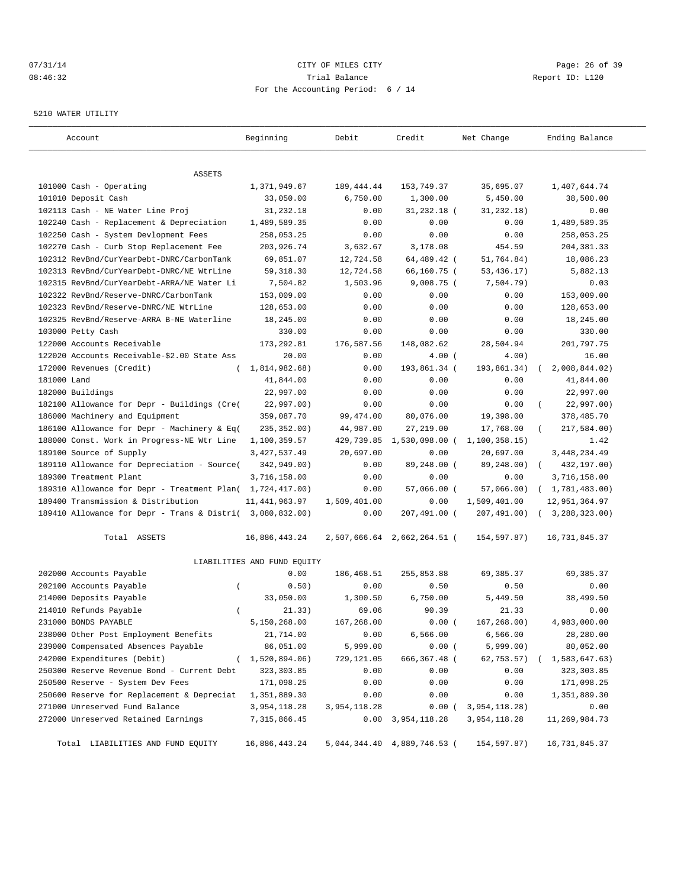CITY OF MILES CITY
Trial Balance
For the Accounting Period: 6 / 14

07/31/14
08:46:32

Report ID: L120

5210 WATER UTILITY

| Account | Beginning | Debit | Credit | Net Change | Ending Balance |
|---|---|---|---|---|---|
| ASSETS | | | | | |
| 101000 Cash - Operating | 1,371,949.67 | 189,444.44 | 153,749.37 | 35,695.07 | 1,407,644.74 |
| 101010 Deposit Cash | 33,050.00 | 6,750.00 | 1,300.00 | 5,450.00 | 38,500.00 |
| 102113 Cash - NE Water Line Proj | 31,232.18 | 0.00 | 31,232.18 | ( 31,232.18) | 0.00 |
| 102240 Cash - Replacement & Depreciation | 1,489,589.35 | 0.00 | 0.00 | 0.00 | 1,489,589.35 |
| 102250 Cash - System Devlopment Fees | 258,053.25 | 0.00 | 0.00 | 0.00 | 258,053.25 |
| 102270 Cash - Curb Stop Replacement Fee | 203,926.74 | 3,632.67 | 3,178.08 | 454.59 | 204,381.33 |
| 102312 RevBnd/CurYearDebt-DNRC/CarbonTank | 69,851.07 | 12,724.58 | 64,489.42 | ( 51,764.84) | 18,086.23 |
| 102313 RevBnd/CurYearDebt-DNRC/NE WtrLine | 59,318.30 | 12,724.58 | 66,160.75 | ( 53,436.17) | 5,882.13 |
| 102315 RevBnd/CurYearDebt-ARRA/NE Water Li | 7,504.82 | 1,503.96 | 9,008.75 | ( 7,504.79) | 0.03 |
| 102322 RevBnd/Reserve-DNRC/CarbonTank | 153,009.00 | 0.00 | 0.00 | 0.00 | 153,009.00 |
| 102323 RevBnd/Reserve-DNRC/NE WtrLine | 128,653.00 | 0.00 | 0.00 | 0.00 | 128,653.00 |
| 102325 RevBnd/Reserve-ARRA B-NE Waterline | 18,245.00 | 0.00 | 0.00 | 0.00 | 18,245.00 |
| 103000 Petty Cash | 330.00 | 0.00 | 0.00 | 0.00 | 330.00 |
| 122000 Accounts Receivable | 173,292.81 | 176,587.56 | 148,082.62 | 28,504.94 | 201,797.75 |
| 122020 Accounts Receivable-$2.00 State Ass | 20.00 | 0.00 | 4.00 | ( 4.00) | 16.00 |
| 172000 Revenues (Credit) | ( 1,814,982.68) | 0.00 | 193,861.34 | ( 193,861.34) | ( 2,008,844.02) |
| 181000 Land | 41,844.00 | 0.00 | 0.00 | 0.00 | 41,844.00 |
| 182000 Buildings | 22,997.00 | 0.00 | 0.00 | 0.00 | 22,997.00 |
| 182100 Allowance for Depr - Buildings (Cre( | 22,997.00) | 0.00 | 0.00 | 0.00 | ( 22,997.00) |
| 186000 Machinery and Equipment | 359,087.70 | 99,474.00 | 80,076.00 | 19,398.00 | 378,485.70 |
| 186100 Allowance for Depr - Machinery & Eq( | 235,352.00) | 44,987.00 | 27,219.00 | 17,768.00 | ( 217,584.00) |
| 188000 Const. Work in Progress-NE Wtr Line | 1,100,359.57 | 429,739.85 | 1,530,098.00 | ( 1,100,358.15) | 1.42 |
| 189100 Source of Supply | 3,427,537.49 | 20,697.00 | 0.00 | 20,697.00 | 3,448,234.49 |
| 189110 Allowance for Depreciation - Source( | 342,949.00) | 0.00 | 89,248.00 | ( 89,248.00) | ( 432,197.00) |
| 189300 Treatment Plant | 3,716,158.00 | 0.00 | 0.00 | 0.00 | 3,716,158.00 |
| 189310 Allowance for Depr - Treatment Plan( | 1,724,417.00) | 0.00 | 57,066.00 | ( 57,066.00) | ( 1,781,483.00) |
| 189400 Transmission & Distribution | 11,441,963.97 | 1,509,401.00 | 0.00 | 1,509,401.00 | 12,951,364.97 |
| 189410 Allowance for Depr - Trans & Distri( | 3,080,832.00) | 0.00 | 207,491.00 | ( 207,491.00) | ( 3,288,323.00) |
| Total ASSETS | 16,886,443.24 | 2,507,666.64 | 2,662,264.51 | ( 154,597.87) | 16,731,845.37 |
| LIABILITIES AND FUND EQUITY | | | | | |
| 202000 Accounts Payable | 0.00 | 186,468.51 | 255,853.88 | 69,385.37 | 69,385.37 |
| 202100 Accounts Payable | ( 0.50) | 0.00 | 0.50 | 0.50 | 0.00 |
| 214000 Deposits Payable | 33,050.00 | 1,300.50 | 6,750.00 | 5,449.50 | 38,499.50 |
| 214010 Refunds Payable | ( 21.33) | 69.06 | 90.39 | 21.33 | 0.00 |
| 231000 BONDS PAYABLE | 5,150,268.00 | 167,268.00 | 0.00 | ( 167,268.00) | 4,983,000.00 |
| 238000 Other Post Employment Benefits | 21,714.00 | 0.00 | 6,566.00 | 6,566.00 | 28,280.00 |
| 239000 Compensated Absences Payable | 86,051.00 | 5,999.00 | 0.00 | ( 5,999.00) | 80,052.00 |
| 242000 Expenditures (Debit) | ( 1,520,894.06) | 729,121.05 | 666,367.48 | ( 62,753.57) | ( 1,583,647.63) |
| 250300 Reserve Revenue Bond - Current Debt | 323,303.85 | 0.00 | 0.00 | 0.00 | 323,303.85 |
| 250500 Reserve - System Dev Fees | 171,098.25 | 0.00 | 0.00 | 0.00 | 171,098.25 |
| 250600 Reserve for Replacement & Depreciat | 1,351,889.30 | 0.00 | 0.00 | 0.00 | 1,351,889.30 |
| 271000 Unreserved Fund Balance | 3,954,118.28 | 3,954,118.28 | 0.00 | ( 3,954,118.28) | 0.00 |
| 272000 Unreserved Retained Earnings | 7,315,866.45 | 0.00 | 3,954,118.28 | 3,954,118.28 | 11,269,984.73 |
| Total LIABILITIES AND FUND EQUITY | 16,886,443.24 | 5,044,344.40 | 4,889,746.53 | ( 154,597.87) | 16,731,845.37 |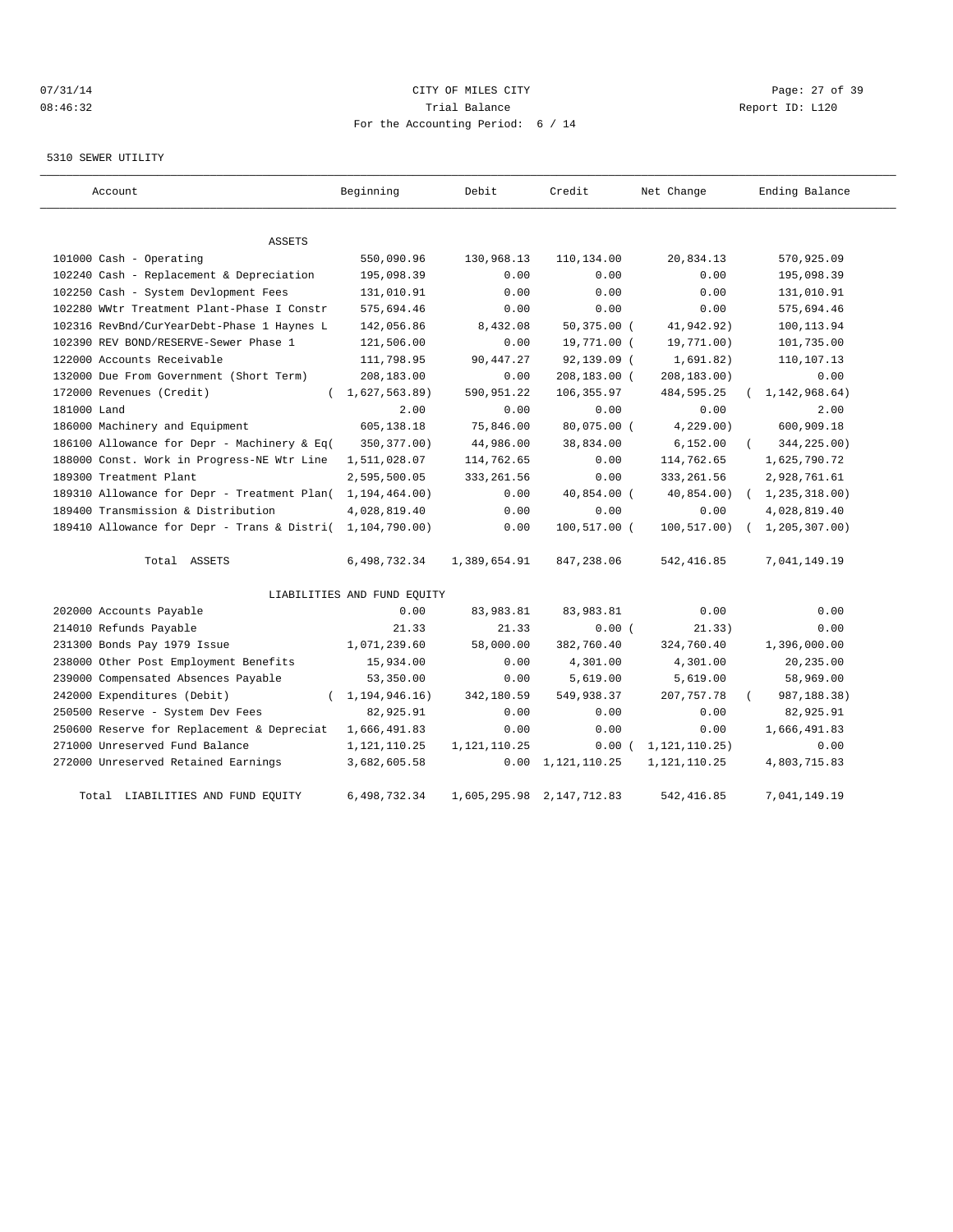07/31/14 CITY OF MILES CITY
08:46:32 Trial Balance Report ID: L120
For the Accounting Period: 6 / 14

5310 SEWER UTILITY

| Account | Beginning | Debit | Credit | Net Change | Ending Balance |
|---|---|---|---|---|---|
| ASSETS | | | | | |
| 101000 Cash - Operating | 550,090.96 | 130,968.13 | 110,134.00 | 20,834.13 | 570,925.09 |
| 102240 Cash - Replacement & Depreciation | 195,098.39 | 0.00 | 0.00 | 0.00 | 195,098.39 |
| 102250 Cash - System Devlopment Fees | 131,010.91 | 0.00 | 0.00 | 0.00 | 131,010.91 |
| 102280 WWtr Treatment Plant-Phase I Constr | 575,694.46 | 0.00 | 0.00 | 0.00 | 575,694.46 |
| 102316 RevBnd/CurYearDebt-Phase 1 Haynes L | 142,056.86 | 8,432.08 | 50,375.00 | ( 41,942.92) | 100,113.94 |
| 102390 REV BOND/RESERVE-Sewer Phase 1 | 121,506.00 | 0.00 | 19,771.00 | ( 19,771.00) | 101,735.00 |
| 122000 Accounts Receivable | 111,798.95 | 90,447.27 | 92,139.09 | ( 1,691.82) | 110,107.13 |
| 132000 Due From Government (Short Term) | 208,183.00 | 0.00 | 208,183.00 | ( 208,183.00) | 0.00 |
| 172000 Revenues (Credit) | ( 1,627,563.89) | 590,951.22 | 106,355.97 | 484,595.25 | ( 1,142,968.64) |
| 181000 Land | 2.00 | 0.00 | 0.00 | 0.00 | 2.00 |
| 186000 Machinery and Equipment | 605,138.18 | 75,846.00 | 80,075.00 | ( 4,229.00) | 600,909.18 |
| 186100 Allowance for Depr - Machinery & Eq( | 350,377.00) | 44,986.00 | 38,834.00 | 6,152.00 | ( 344,225.00) |
| 188000 Const. Work in Progress-NE Wtr Line | 1,511,028.07 | 114,762.65 | 0.00 | 114,762.65 | 1,625,790.72 |
| 189300 Treatment Plant | 2,595,500.05 | 333,261.56 | 0.00 | 333,261.56 | 2,928,761.61 |
| 189310 Allowance for Depr - Treatment Plan( | 1,194,464.00) | 0.00 | 40,854.00 | ( 40,854.00) | ( 1,235,318.00) |
| 189400 Transmission & Distribution | 4,028,819.40 | 0.00 | 0.00 | 0.00 | 4,028,819.40 |
| 189410 Allowance for Depr - Trans & Distri( | 1,104,790.00) | 0.00 | 100,517.00 | ( 100,517.00) | ( 1,205,307.00) |
| Total ASSETS | 6,498,732.34 | 1,389,654.91 | 847,238.06 | 542,416.85 | 7,041,149.19 |
| LIABILITIES AND FUND EQUITY | | | | | |
| 202000 Accounts Payable | 0.00 | 83,983.81 | 83,983.81 | 0.00 | 0.00 |
| 214010 Refunds Payable | 21.33 | 21.33 | 0.00 | ( 21.33) | 0.00 |
| 231300 Bonds Pay 1979 Issue | 1,071,239.60 | 58,000.00 | 382,760.40 | 324,760.40 | 1,396,000.00 |
| 238000 Other Post Employment Benefits | 15,934.00 | 0.00 | 4,301.00 | 4,301.00 | 20,235.00 |
| 239000 Compensated Absences Payable | 53,350.00 | 0.00 | 5,619.00 | 5,619.00 | 58,969.00 |
| 242000 Expenditures (Debit) | ( 1,194,946.16) | 342,180.59 | 549,938.37 | 207,757.78 | ( 987,188.38) |
| 250500 Reserve - System Dev Fees | 82,925.91 | 0.00 | 0.00 | 0.00 | 82,925.91 |
| 250600 Reserve for Replacement & Depreciat | 1,666,491.83 | 0.00 | 0.00 | 0.00 | 1,666,491.83 |
| 271000 Unreserved Fund Balance | 1,121,110.25 | 1,121,110.25 | 0.00 | ( 1,121,110.25) | 0.00 |
| 272000 Unreserved Retained Earnings | 3,682,605.58 | 0.00 | 1,121,110.25 | 1,121,110.25 | 4,803,715.83 |
| Total LIABILITIES AND FUND EQUITY | 6,498,732.34 | 1,605,295.98 | 2,147,712.83 | 542,416.85 | 7,041,149.19 |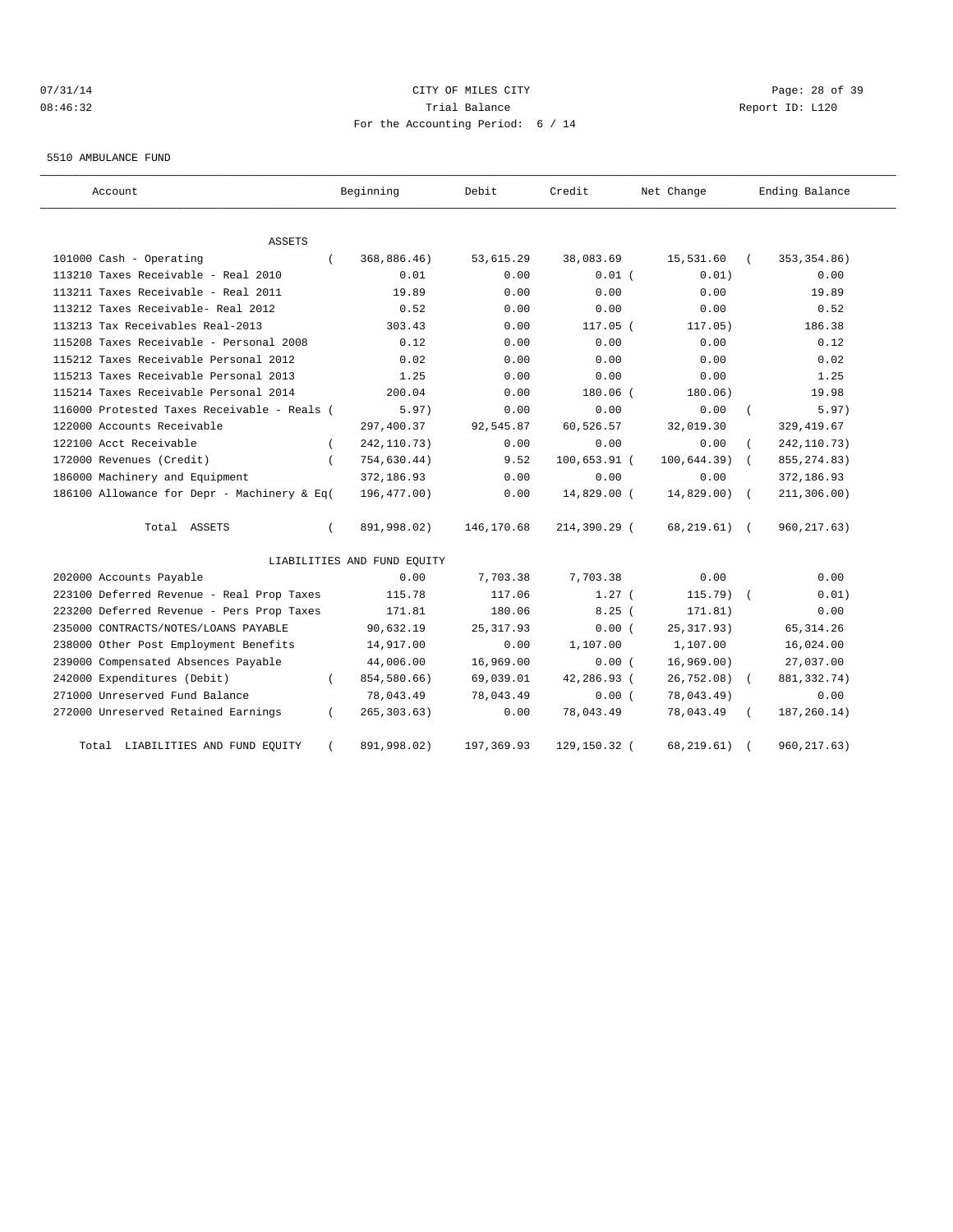CITY OF MILES CITY
Trial Balance
For the Accounting Period: 6 / 14

07/31/14
08:46:32

Report ID: L120

5510 AMBULANCE FUND

| Account | Beginning | Debit | Credit | Net Change | Ending Balance |
|---|---|---|---|---|---|
| ASSETS | | | | | |
| 101000 Cash - Operating | ( 368,886.46) | 53,615.29 | 38,083.69 | 15,531.60 | ( 353,354.86) |
| 113210 Taxes Receivable - Real 2010 | 0.01 | 0.00 | 0.01 | ( 0.01) | 0.00 |
| 113211 Taxes Receivable - Real 2011 | 19.89 | 0.00 | 0.00 | 0.00 | 19.89 |
| 113212 Taxes Receivable- Real 2012 | 0.52 | 0.00 | 0.00 | 0.00 | 0.52 |
| 113213 Tax Receivables Real-2013 | 303.43 | 0.00 | 117.05 | ( 117.05) | 186.38 |
| 115208 Taxes Receivable - Personal 2008 | 0.12 | 0.00 | 0.00 | 0.00 | 0.12 |
| 115212 Taxes Receivable Personal 2012 | 0.02 | 0.00 | 0.00 | 0.00 | 0.02 |
| 115213 Taxes Receivable Personal 2013 | 1.25 | 0.00 | 0.00 | 0.00 | 1.25 |
| 115214 Taxes Receivable Personal 2014 | 200.04 | 0.00 | 180.06 | ( 180.06) | 19.98 |
| 116000 Protested Taxes Receivable - Reals | ( 5.97) | 0.00 | 0.00 | 0.00 | ( 5.97) |
| 122000 Accounts Receivable | 297,400.37 | 92,545.87 | 60,526.57 | 32,019.30 | 329,419.67 |
| 122100 Acct Receivable | ( 242,110.73) | 0.00 | 0.00 | 0.00 | ( 242,110.73) |
| 172000 Revenues (Credit) | ( 754,630.44) | 9.52 | 100,653.91 | ( 100,644.39) | ( 855,274.83) |
| 186000 Machinery and Equipment | 372,186.93 | 0.00 | 0.00 | 0.00 | 372,186.93 |
| 186100 Allowance for Depr - Machinery & Eq | ( 196,477.00) | 0.00 | 14,829.00 | ( 14,829.00) | ( 211,306.00) |
| Total ASSETS | ( 891,998.02) | 146,170.68 | 214,390.29 | ( 68,219.61) | ( 960,217.63) |
| LIABILITIES AND FUND EQUITY | | | | | |
| 202000 Accounts Payable | 0.00 | 7,703.38 | 7,703.38 | 0.00 | 0.00 |
| 223100 Deferred Revenue - Real Prop Taxes | 115.78 | 117.06 | 1.27 | ( 115.79) | ( 0.01) |
| 223200 Deferred Revenue - Pers Prop Taxes | 171.81 | 180.06 | 8.25 | ( 171.81) | 0.00 |
| 235000 CONTRACTS/NOTES/LOANS PAYABLE | 90,632.19 | 25,317.93 | 0.00 | ( 25,317.93) | 65,314.26 |
| 238000 Other Post Employment Benefits | 14,917.00 | 0.00 | 1,107.00 | 1,107.00 | 16,024.00 |
| 239000 Compensated Absences Payable | 44,006.00 | 16,969.00 | 0.00 | ( 16,969.00) | 27,037.00 |
| 242000 Expenditures (Debit) | ( 854,580.66) | 69,039.01 | 42,286.93 | ( 26,752.08) | ( 881,332.74) |
| 271000 Unreserved Fund Balance | 78,043.49 | 78,043.49 | 0.00 | ( 78,043.49) | 0.00 |
| 272000 Unreserved Retained Earnings | ( 265,303.63) | 0.00 | 78,043.49 | 78,043.49 | ( 187,260.14) |
| Total LIABILITIES AND FUND EQUITY | ( 891,998.02) | 197,369.93 | 129,150.32 | ( 68,219.61) | ( 960,217.63) |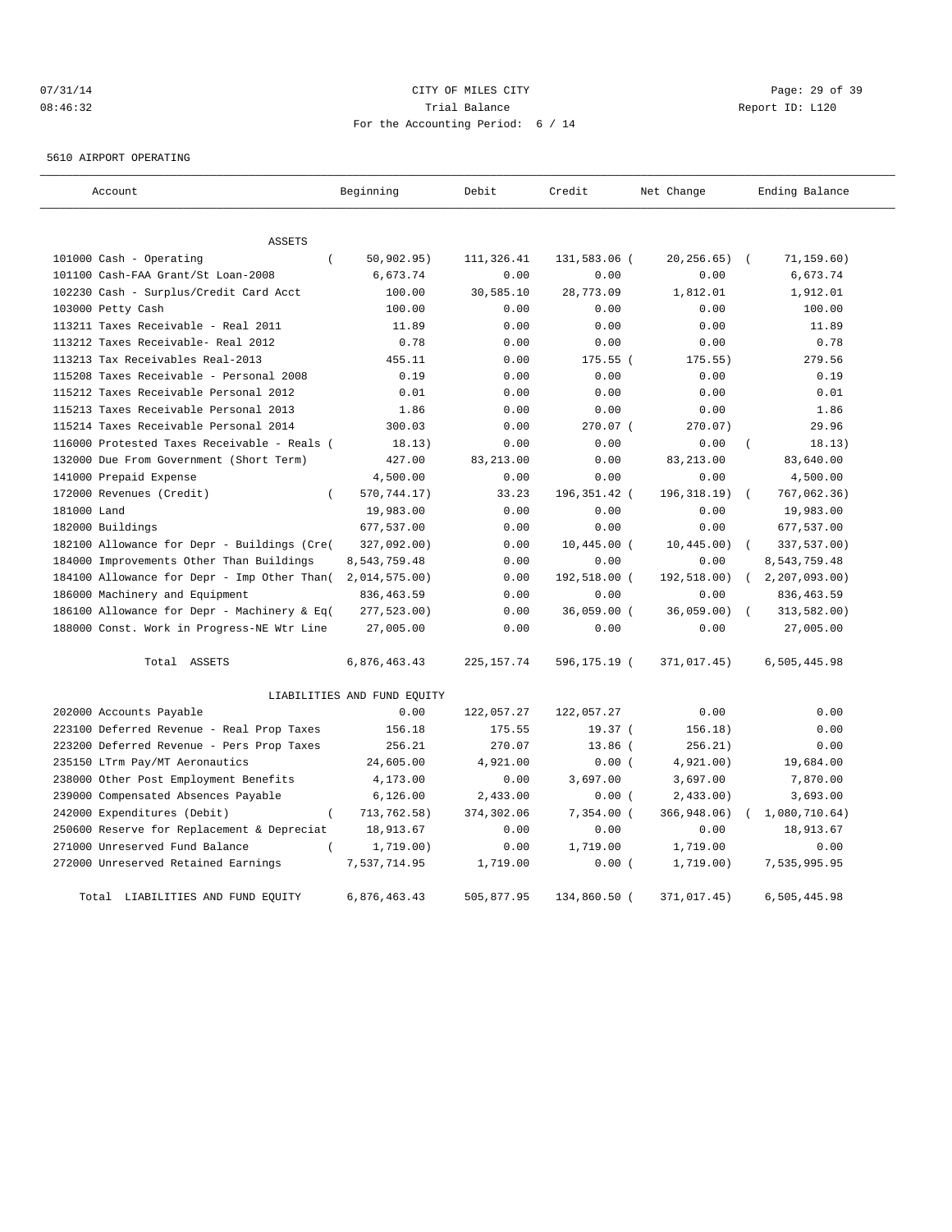07/31/14 CITY OF MILES CITY
08:46:32 Trial Balance Report ID: L120
For the Accounting Period: 6 / 14

5610 AIRPORT OPERATING

| Account | Beginning | Debit | Credit | Net Change | Ending Balance |
|---|---|---|---|---|---|
| **ASSETS** | | | | | |
| 101000 Cash - Operating | ( 50,902.95) | 111,326.41 | 131,583.06 | ( 20,256.65) | ( 71,159.60) |
| 101100 Cash-FAA Grant/St Loan-2008 | 6,673.74 | 0.00 | 0.00 | 0.00 | 6,673.74 |
| 102230 Cash - Surplus/Credit Card Acct | 100.00 | 30,585.10 | 28,773.09 | 1,812.01 | 1,912.01 |
| 103000 Petty Cash | 100.00 | 0.00 | 0.00 | 0.00 | 100.00 |
| 113211 Taxes Receivable - Real 2011 | 11.89 | 0.00 | 0.00 | 0.00 | 11.89 |
| 113212 Taxes Receivable- Real 2012 | 0.78 | 0.00 | 0.00 | 0.00 | 0.78 |
| 113213 Tax Receivables Real-2013 | 455.11 | 0.00 | 175.55 | ( 175.55) | 279.56 |
| 115208 Taxes Receivable - Personal 2008 | 0.19 | 0.00 | 0.00 | 0.00 | 0.19 |
| 115212 Taxes Receivable Personal 2012 | 0.01 | 0.00 | 0.00 | 0.00 | 0.01 |
| 115213 Taxes Receivable Personal 2013 | 1.86 | 0.00 | 0.00 | 0.00 | 1.86 |
| 115214 Taxes Receivable Personal 2014 | 300.03 | 0.00 | 270.07 | ( 270.07) | 29.96 |
| 116000 Protested Taxes Receivable - Reals | ( 18.13) | 0.00 | 0.00 | 0.00 | ( 18.13) |
| 132000 Due From Government (Short Term) | 427.00 | 83,213.00 | 0.00 | 83,213.00 | 83,640.00 |
| 141000 Prepaid Expense | 4,500.00 | 0.00 | 0.00 | 0.00 | 4,500.00 |
| 172000 Revenues (Credit) | ( 570,744.17) | 33.23 | 196,351.42 | ( 196,318.19) | ( 767,062.36) |
| 181000 Land | 19,983.00 | 0.00 | 0.00 | 0.00 | 19,983.00 |
| 182000 Buildings | 677,537.00 | 0.00 | 0.00 | 0.00 | 677,537.00 |
| 182100 Allowance for Depr - Buildings (Cre | ( 327,092.00) | 0.00 | 10,445.00 | ( 10,445.00) | ( 337,537.00) |
| 184000 Improvements Other Than Buildings | 8,543,759.48 | 0.00 | 0.00 | 0.00 | 8,543,759.48 |
| 184100 Allowance for Depr - Imp Other Than | ( 2,014,575.00) | 0.00 | 192,518.00 | ( 192,518.00) | ( 2,207,093.00) |
| 186000 Machinery and Equipment | 836,463.59 | 0.00 | 0.00 | 0.00 | 836,463.59 |
| 186100 Allowance for Depr - Machinery & Eq | ( 277,523.00) | 0.00 | 36,059.00 | ( 36,059.00) | ( 313,582.00) |
| 188000 Const. Work in Progress-NE Wtr Line | 27,005.00 | 0.00 | 0.00 | 0.00 | 27,005.00 |
| Total ASSETS | 6,876,463.43 | 225,157.74 | 596,175.19 | ( 371,017.45) | 6,505,445.98 |
| **LIABILITIES AND FUND EQUITY** | | | | | |
| 202000 Accounts Payable | 0.00 | 122,057.27 | 122,057.27 | 0.00 | 0.00 |
| 223100 Deferred Revenue - Real Prop Taxes | 156.18 | 175.55 | 19.37 | ( 156.18) | 0.00 |
| 223200 Deferred Revenue - Pers Prop Taxes | 256.21 | 270.07 | 13.86 | ( 256.21) | 0.00 |
| 235150 LTrm Pay/MT Aeronautics | 24,605.00 | 4,921.00 | 0.00 | ( 4,921.00) | 19,684.00 |
| 238000 Other Post Employment Benefits | 4,173.00 | 0.00 | 3,697.00 | 3,697.00 | 7,870.00 |
| 239000 Compensated Absences Payable | 6,126.00 | 2,433.00 | 0.00 | ( 2,433.00) | 3,693.00 |
| 242000 Expenditures (Debit) | ( 713,762.58) | 374,302.06 | 7,354.00 | ( 366,948.06) | ( 1,080,710.64) |
| 250600 Reserve for Replacement & Depreciat | 18,913.67 | 0.00 | 0.00 | 0.00 | 18,913.67 |
| 271000 Unreserved Fund Balance | ( 1,719.00) | 0.00 | 1,719.00 | 1,719.00 | 0.00 |
| 272000 Unreserved Retained Earnings | 7,537,714.95 | 1,719.00 | 0.00 | ( 1,719.00) | 7,535,995.95 |
| Total LIABILITIES AND FUND EQUITY | 6,876,463.43 | 505,877.95 | 134,860.50 | ( 371,017.45) | 6,505,445.98 |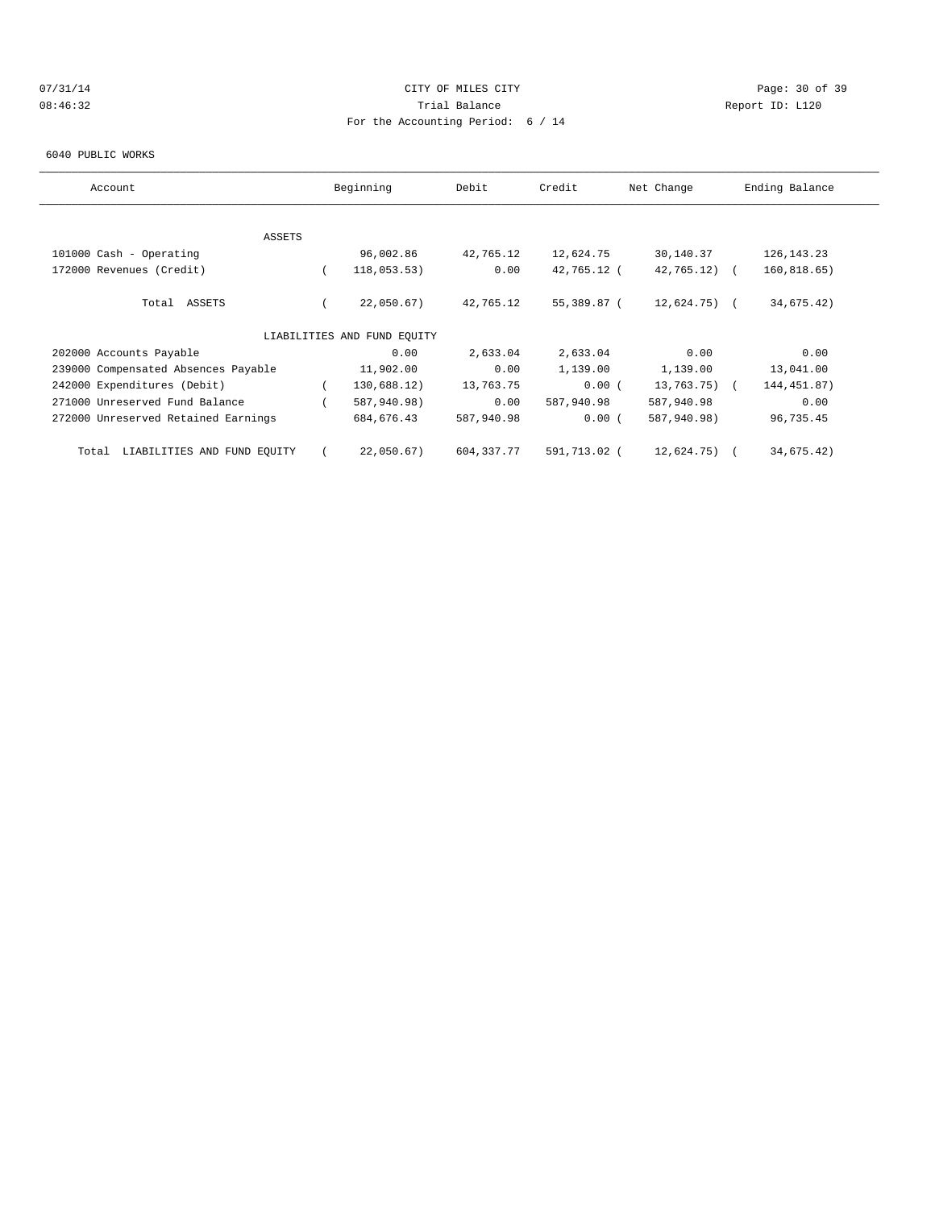CITY OF MILES CITY

Trial Balance

For the Accounting Period: 6 / 14

07/31/14 08:46:32 Report ID: L120

6040 PUBLIC WORKS

| Account | Beginning | Debit | Credit | Net Change | Ending Balance |
|---|---|---|---|---|---|
| ASSETS | | | | | |
| 101000 Cash - Operating | 96,002.86 | 42,765.12 | 12,624.75 | 30,140.37 | 126,143.23 |
| 172000 Revenues (Credit) | ( 118,053.53) | 0.00 | 42,765.12 | ( 42,765.12) | ( 160,818.65) |
| Total ASSETS | ( 22,050.67) | 42,765.12 | 55,389.87 | ( 12,624.75) | ( 34,675.42) |
| LIABILITIES AND FUND EQUITY | | | | | |
| 202000 Accounts Payable | 0.00 | 2,633.04 | 2,633.04 | 0.00 | 0.00 |
| 239000 Compensated Absences Payable | 11,902.00 | 0.00 | 1,139.00 | 1,139.00 | 13,041.00 |
| 242000 Expenditures (Debit) | ( 130,688.12) | 13,763.75 | 0.00 | ( 13,763.75) | ( 144,451.87) |
| 271000 Unreserved Fund Balance | ( 587,940.98) | 0.00 | 587,940.98 | 587,940.98 | 0.00 |
| 272000 Unreserved Retained Earnings | 684,676.43 | 587,940.98 | 0.00 | ( 587,940.98) | 96,735.45 |
| Total LIABILITIES AND FUND EQUITY | ( 22,050.67) | 604,337.77 | 591,713.02 | ( 12,624.75) | ( 34,675.42) |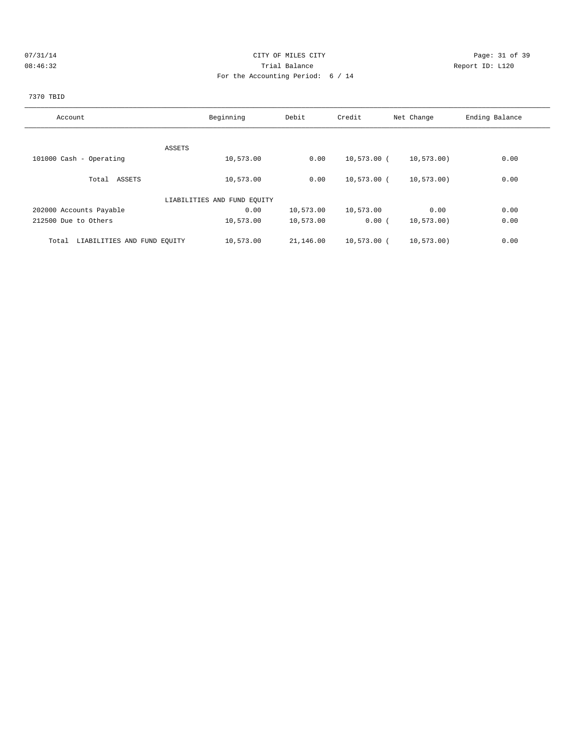CITY OF MILES CITY

Trial Balance

For the Accounting Period: 6 / 14

07/31/14 08:46:32

Report ID: L120

7370 TBID

| Account | Beginning | Debit | Credit | Net Change | Ending Balance |
|---|---|---|---|---|---|
| ASSETS | | | | | |
| 101000 Cash - Operating | 10,573.00 | 0.00 | 10,573.00 | ( 10,573.00) | 0.00 |
| Total ASSETS | 10,573.00 | 0.00 | 10,573.00 | ( 10,573.00) | 0.00 |
| LIABILITIES AND FUND EQUITY | | | | | |
| 202000 Accounts Payable | 0.00 | 10,573.00 | 10,573.00 | 0.00 | 0.00 |
| 212500 Due to Others | 10,573.00 | 10,573.00 | 0.00 | ( 10,573.00) | 0.00 |
| Total LIABILITIES AND FUND EQUITY | 10,573.00 | 21,146.00 | 10,573.00 | ( 10,573.00) | 0.00 |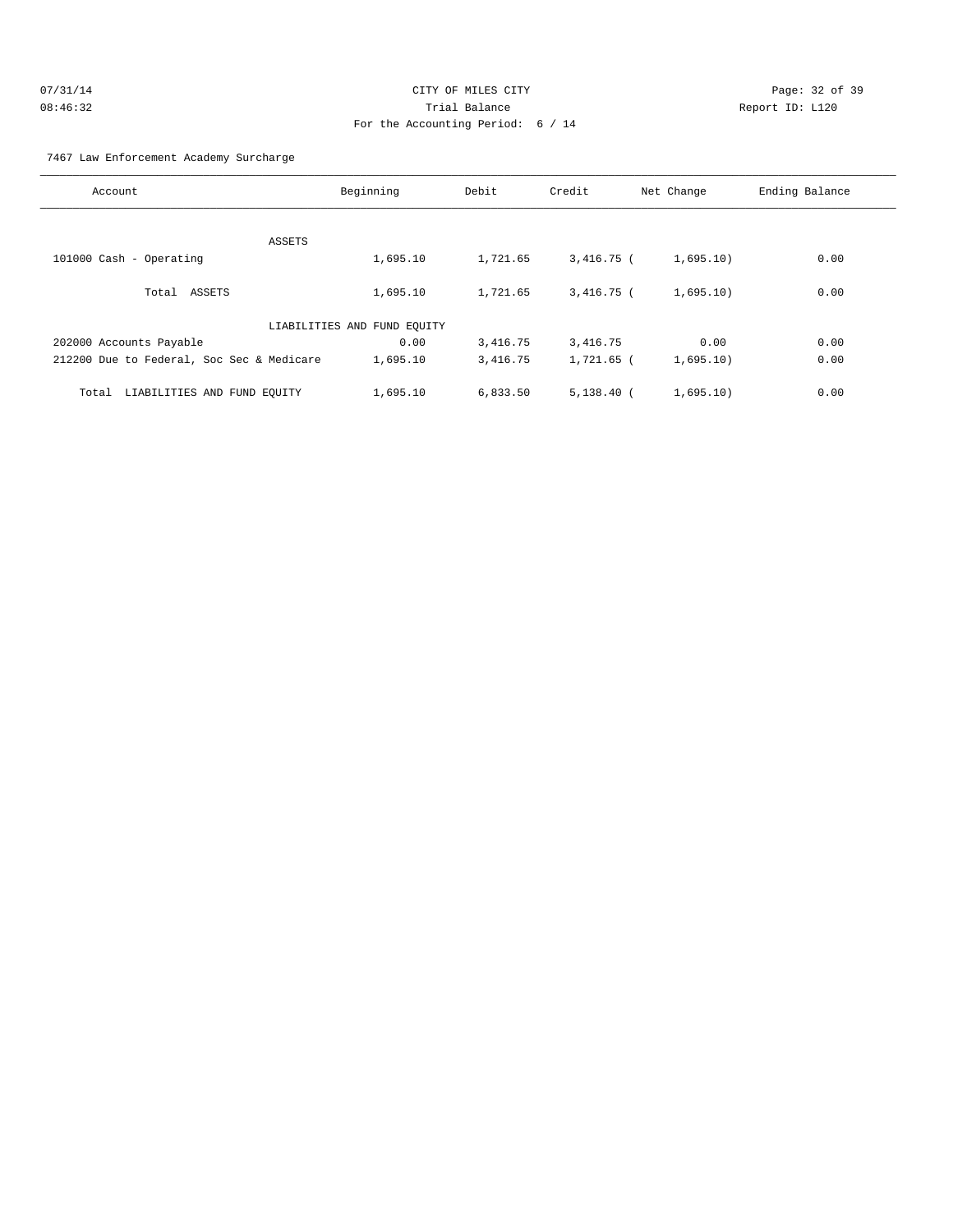07/31/14 CITY OF MILES CITY
08:46:32 Trial Balance Report ID: L120
For the Accounting Period: 6 / 14

7467 Law Enforcement Academy Surcharge

| Account | Beginning | Debit | Credit | Net Change | Ending Balance |
|---|---|---|---|---|---|
| ASSETS | | | | | |
| 101000 Cash - Operating | 1,695.10 | 1,721.65 | 3,416.75 ( | 1,695.10) | 0.00 |
| Total ASSETS | 1,695.10 | 1,721.65 | 3,416.75 ( | 1,695.10) | 0.00 |
| LIABILITIES AND FUND EQUITY | | | | | |
| 202000 Accounts Payable | 0.00 | 3,416.75 | 3,416.75 | 0.00 | 0.00 |
| 212200 Due to Federal, Soc Sec & Medicare | 1,695.10 | 3,416.75 | 1,721.65 ( | 1,695.10) | 0.00 |
| Total LIABILITIES AND FUND EQUITY | 1,695.10 | 6,833.50 | 5,138.40 ( | 1,695.10) | 0.00 |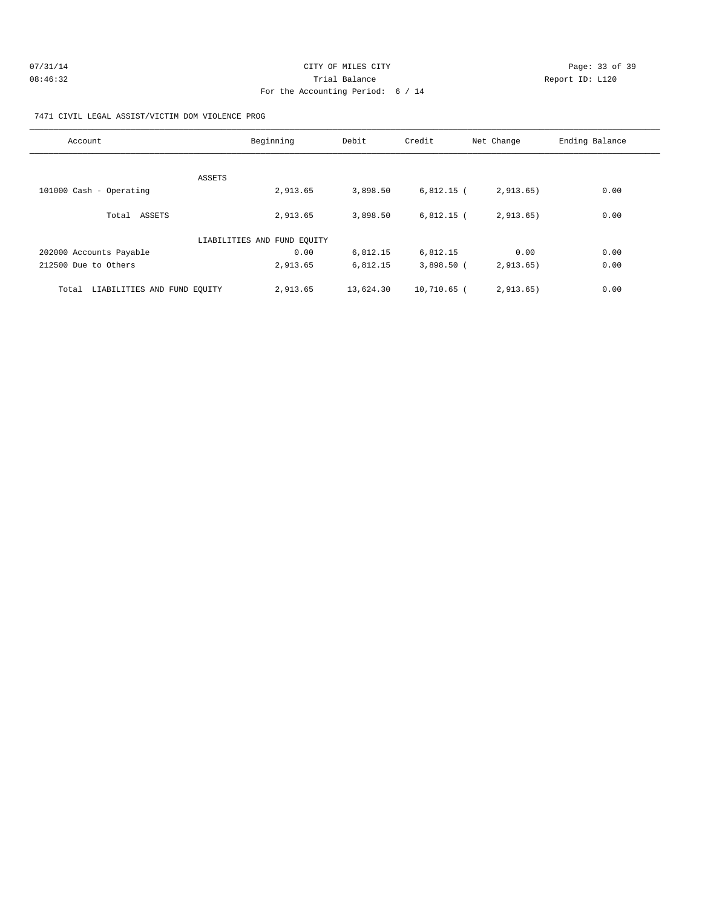CITY OF MILES CITY

Trial Balance

For the Accounting Period: 6 / 14

07/31/14 08:46:32

Report ID: L120

7471 CIVIL LEGAL ASSIST/VICTIM DOM VIOLENCE PROG

| Account | Beginning | Debit | Credit | Net Change | Ending Balance |
|---|---|---|---|---|---|
| ASSETS | | | | | |
| 101000 Cash - Operating | 2,913.65 | 3,898.50 | 6,812.15 | ( 2,913.65) | 0.00 |
| Total ASSETS | 2,913.65 | 3,898.50 | 6,812.15 | ( 2,913.65) | 0.00 |
| LIABILITIES AND FUND EQUITY | | | | | |
| 202000 Accounts Payable | 0.00 | 6,812.15 | 6,812.15 | 0.00 | 0.00 |
| 212500 Due to Others | 2,913.65 | 6,812.15 | 3,898.50 | ( 2,913.65) | 0.00 |
| Total LIABILITIES AND FUND EQUITY | 2,913.65 | 13,624.30 | 10,710.65 | ( 2,913.65) | 0.00 |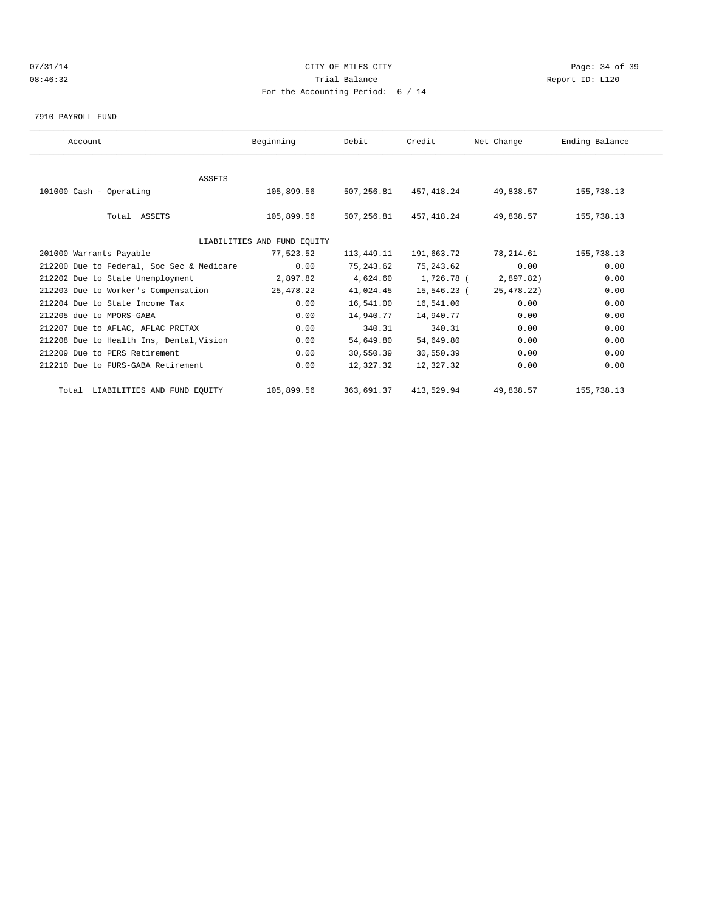# CITY OF MILES CITY

Trial Balance

For the Accounting Period: 6 / 14

07/31/14 08:46:32 — Report ID: L120

7910 PAYROLL FUND

| Account | Beginning | Debit | Credit | Net Change | Ending Balance |
|---|---|---|---|---|---|
| ASSETS | | | | | |
| 101000 Cash - Operating | 105,899.56 | 507,256.81 | 457,418.24 | 49,838.57 | 155,738.13 |
| Total ASSETS | 105,899.56 | 507,256.81 | 457,418.24 | 49,838.57 | 155,738.13 |
| LIABILITIES AND FUND EQUITY | | | | | |
| 201000 Warrants Payable | 77,523.52 | 113,449.11 | 191,663.72 | 78,214.61 | 155,738.13 |
| 212200 Due to Federal, Soc Sec & Medicare | 0.00 | 75,243.62 | 75,243.62 | 0.00 | 0.00 |
| 212202 Due to State Unemployment | 2,897.82 | 4,624.60 | 1,726.78 | ( 2,897.82) | 0.00 |
| 212203 Due to Worker's Compensation | 25,478.22 | 41,024.45 | 15,546.23 | ( 25,478.22) | 0.00 |
| 212204 Due to State Income Tax | 0.00 | 16,541.00 | 16,541.00 | 0.00 | 0.00 |
| 212205 due to MPORS-GABA | 0.00 | 14,940.77 | 14,940.77 | 0.00 | 0.00 |
| 212207 Due to AFLAC, AFLAC PRETAX | 0.00 | 340.31 | 340.31 | 0.00 | 0.00 |
| 212208 Due to Health Ins, Dental,Vision | 0.00 | 54,649.80 | 54,649.80 | 0.00 | 0.00 |
| 212209 Due to PERS Retirement | 0.00 | 30,550.39 | 30,550.39 | 0.00 | 0.00 |
| 212210 Due to FURS-GABA Retirement | 0.00 | 12,327.32 | 12,327.32 | 0.00 | 0.00 |
| Total LIABILITIES AND FUND EQUITY | 105,899.56 | 363,691.37 | 413,529.94 | 49,838.57 | 155,738.13 |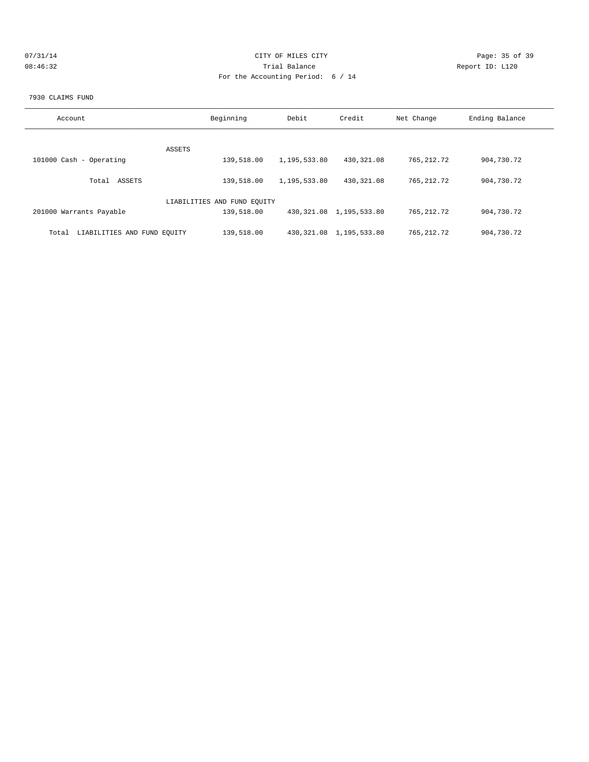CITY OF MILES CITY

Trial Balance

For the Accounting Period: 6 / 14

07/31/14 08:46:32 — Report ID: L120

7930 CLAIMS FUND

| Account | Beginning | Debit | Credit | Net Change | Ending Balance |
|---|---|---|---|---|---|
| ASSETS | | | | | |
| 101000 Cash - Operating | 139,518.00 | 1,195,533.80 | 430,321.08 | 765,212.72 | 904,730.72 |
| Total ASSETS | 139,518.00 | 1,195,533.80 | 430,321.08 | 765,212.72 | 904,730.72 |
| LIABILITIES AND FUND EQUITY | | | | | |
| 201000 Warrants Payable | 139,518.00 | 430,321.08 | 1,195,533.80 | 765,212.72 | 904,730.72 |
| Total LIABILITIES AND FUND EQUITY | 139,518.00 | 430,321.08 | 1,195,533.80 | 765,212.72 | 904,730.72 |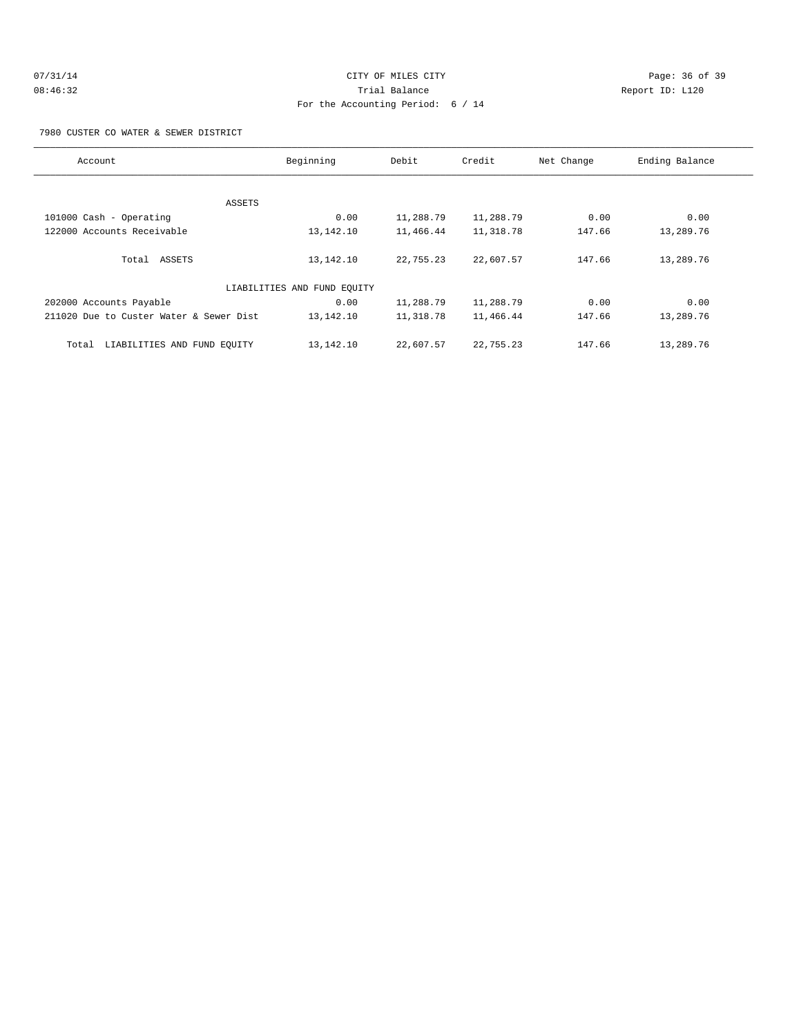CITY OF MILES CITY

Trial Balance

For the Accounting Period: 6 / 14

07/31/14 08:46:32

Report ID: L120

7980 CUSTER CO WATER & SEWER DISTRICT

| Account | Beginning | Debit | Credit | Net Change | Ending Balance |
|---|---|---|---|---|---|
| ASSETS | | | | | |
| 101000 Cash - Operating | 0.00 | 11,288.79 | 11,288.79 | 0.00 | 0.00 |
| 122000 Accounts Receivable | 13,142.10 | 11,466.44 | 11,318.78 | 147.66 | 13,289.76 |
| Total ASSETS | 13,142.10 | 22,755.23 | 22,607.57 | 147.66 | 13,289.76 |
| LIABILITIES AND FUND EQUITY | | | | | |
| 202000 Accounts Payable | 0.00 | 11,288.79 | 11,288.79 | 0.00 | 0.00 |
| 211020 Due to Custer Water & Sewer Dist | 13,142.10 | 11,318.78 | 11,466.44 | 147.66 | 13,289.76 |
| Total LIABILITIES AND FUND EQUITY | 13,142.10 | 22,607.57 | 22,755.23 | 147.66 | 13,289.76 |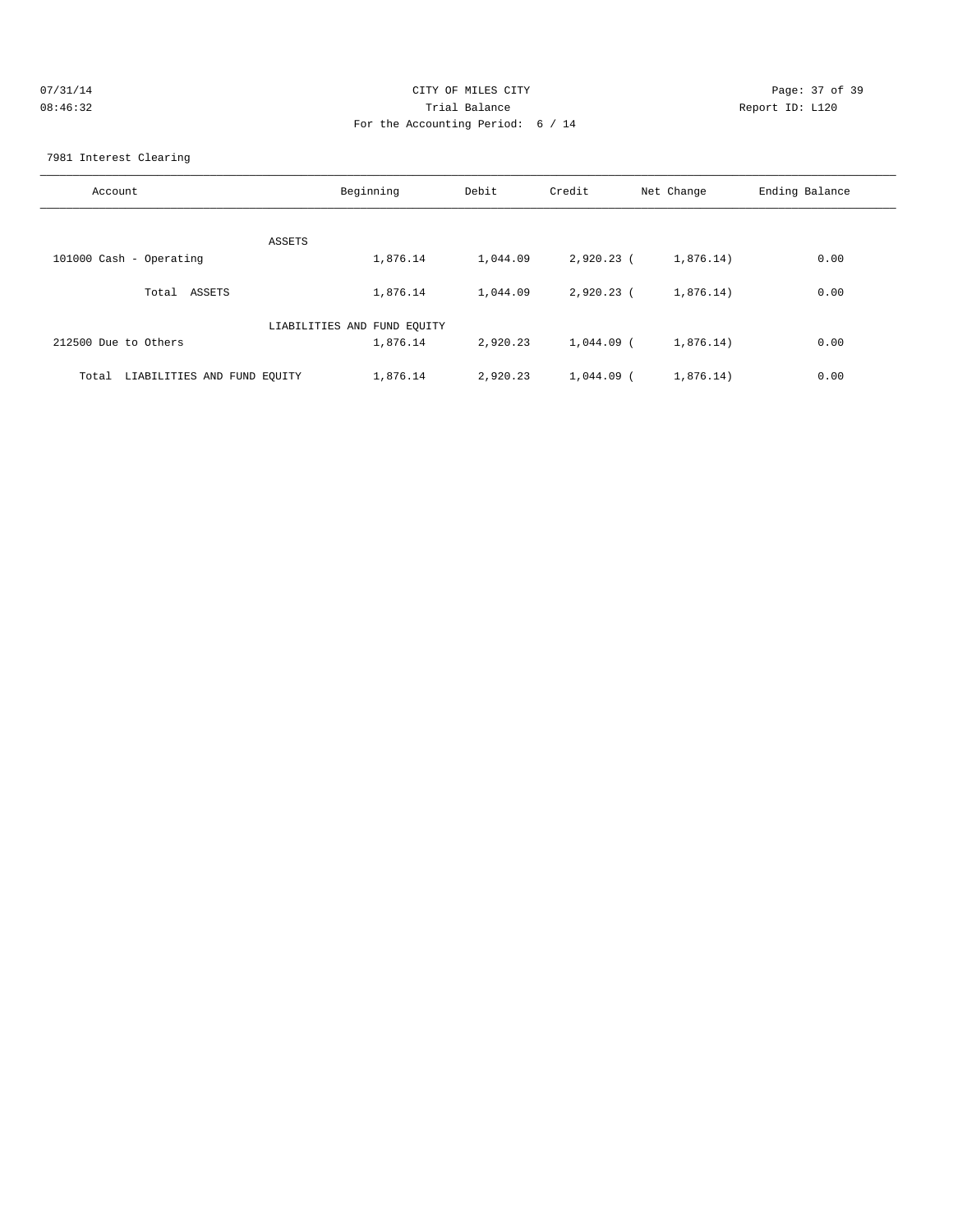07/31/14
08:46:32

CITY OF MILES CITY
Trial Balance
For the Accounting Period: 6 / 14

Report ID: L120

7981 Interest Clearing

| Account | Beginning | Debit | Credit | Net Change | Ending Balance |
|---|---|---|---|---|---|
| ASSETS | | | | | |
| 101000 Cash - Operating | 1,876.14 | 1,044.09 | 2,920.23 | ( 1,876.14) | 0.00 |
| Total ASSETS | 1,876.14 | 1,044.09 | 2,920.23 | ( 1,876.14) | 0.00 |
| LIABILITIES AND FUND EQUITY | | | | | |
| 212500 Due to Others | 1,876.14 | 2,920.23 | 1,044.09 | ( 1,876.14) | 0.00 |
| Total LIABILITIES AND FUND EQUITY | 1,876.14 | 2,920.23 | 1,044.09 | ( 1,876.14) | 0.00 |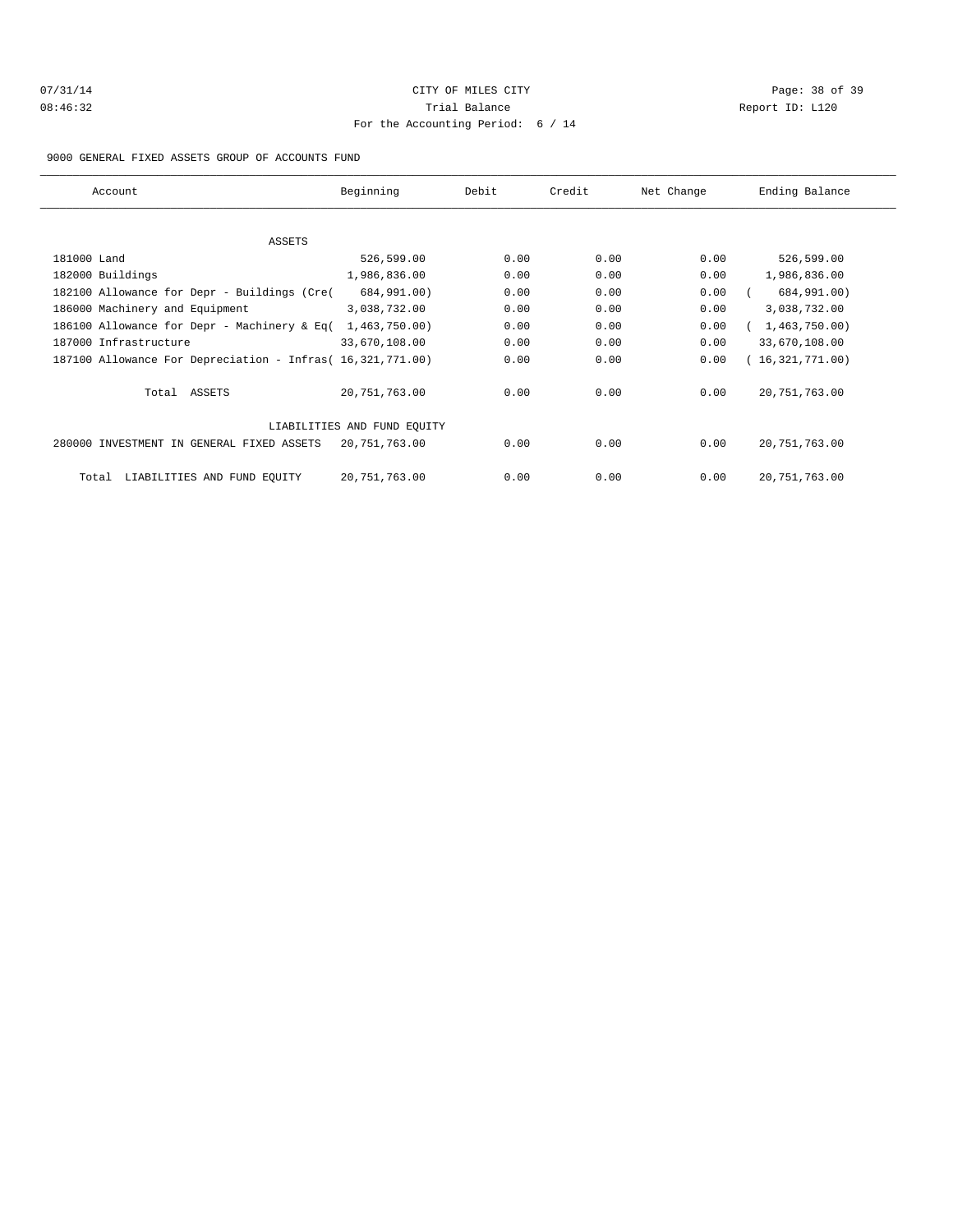# CITY OF MILES CITY

## Trial Balance

For the Accounting Period: 6 / 14

07/31/14 08:46:32 — Report ID: L120

9000 GENERAL FIXED ASSETS GROUP OF ACCOUNTS FUND

| Account | Beginning | Debit | Credit | Net Change | Ending Balance |
|---|---|---|---|---|---|
| **ASSETS** | | | | | |
| 181000 Land | 526,599.00 | 0.00 | 0.00 | 0.00 | 526,599.00 |
| 182000 Buildings | 1,986,836.00 | 0.00 | 0.00 | 0.00 | 1,986,836.00 |
| 182100 Allowance for Depr - Buildings (Cre( | 684,991.00) | 0.00 | 0.00 | 0.00 | ( 684,991.00) |
| 186000 Machinery and Equipment | 3,038,732.00 | 0.00 | 0.00 | 0.00 | 3,038,732.00 |
| 186100 Allowance for Depr - Machinery & Eq( | 1,463,750.00) | 0.00 | 0.00 | 0.00 | ( 1,463,750.00) |
| 187000 Infrastructure | 33,670,108.00 | 0.00 | 0.00 | 0.00 | 33,670,108.00 |
| 187100 Allowance For Depreciation - Infras( | 16,321,771.00) | 0.00 | 0.00 | 0.00 | ( 16,321,771.00) |
| Total ASSETS | 20,751,763.00 | 0.00 | 0.00 | 0.00 | 20,751,763.00 |
| **LIABILITIES AND FUND EQUITY** | | | | | |
| 280000 INVESTMENT IN GENERAL FIXED ASSETS | 20,751,763.00 | 0.00 | 0.00 | 0.00 | 20,751,763.00 |
| Total LIABILITIES AND FUND EQUITY | 20,751,763.00 | 0.00 | 0.00 | 0.00 | 20,751,763.00 |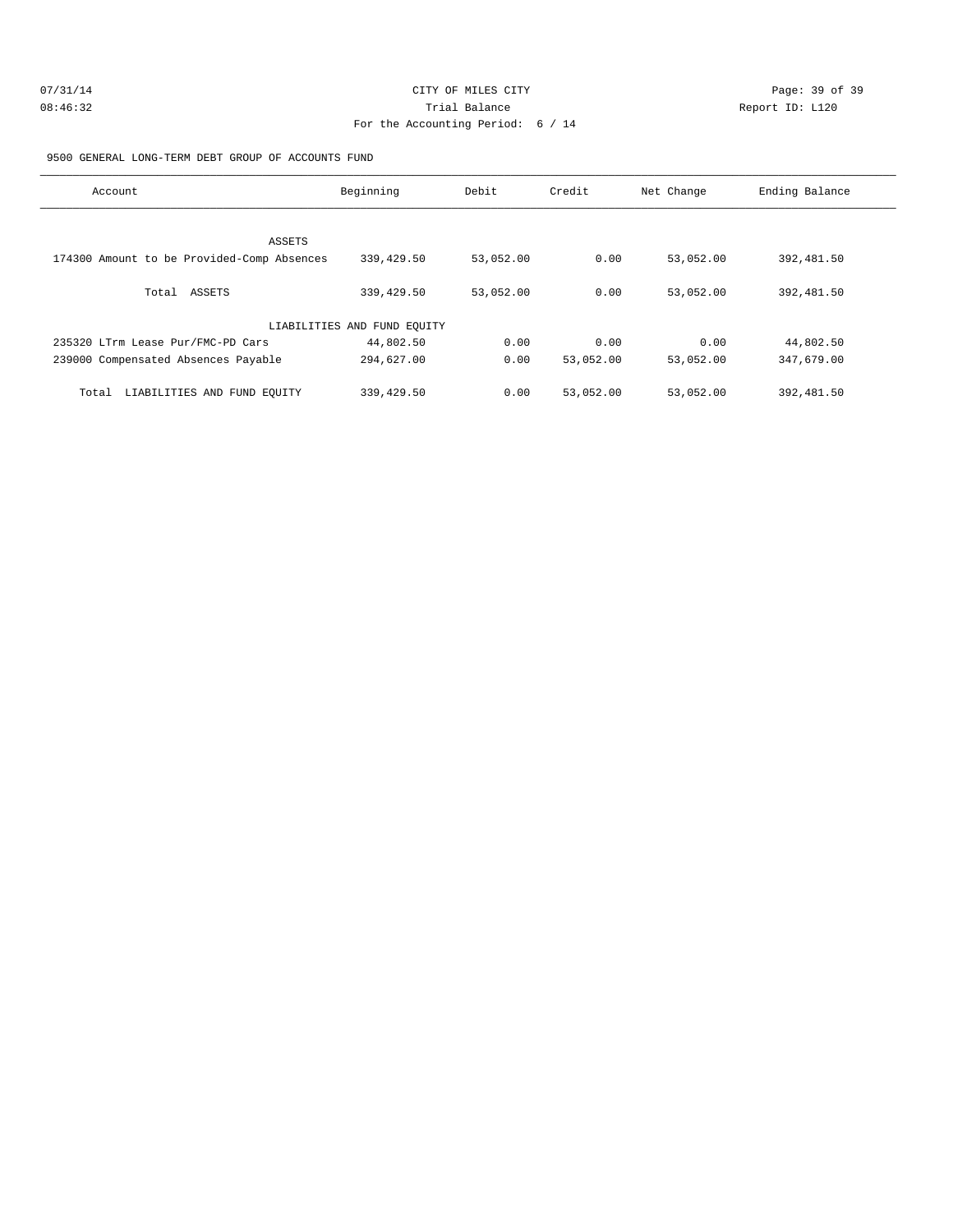07/31/14 CITY OF MILES CITY
08:46:32 Trial Balance Report ID: L120
For the Accounting Period: 6 / 14

9500 GENERAL LONG-TERM DEBT GROUP OF ACCOUNTS FUND

| Account | Beginning | Debit | Credit | Net Change | Ending Balance |
|---|---|---|---|---|---|
| ASSETS | | | | | |
| 174300 Amount to be Provided-Comp Absences | 339,429.50 | 53,052.00 | 0.00 | 53,052.00 | 392,481.50 |
| Total ASSETS | 339,429.50 | 53,052.00 | 0.00 | 53,052.00 | 392,481.50 |
| LIABILITIES AND FUND EQUITY | | | | | |
| 235320 LTrm Lease Pur/FMC-PD Cars | 44,802.50 | 0.00 | 0.00 | 0.00 | 44,802.50 |
| 239000 Compensated Absences Payable | 294,627.00 | 0.00 | 53,052.00 | 53,052.00 | 347,679.00 |
| Total LIABILITIES AND FUND EQUITY | 339,429.50 | 0.00 | 53,052.00 | 53,052.00 | 392,481.50 |